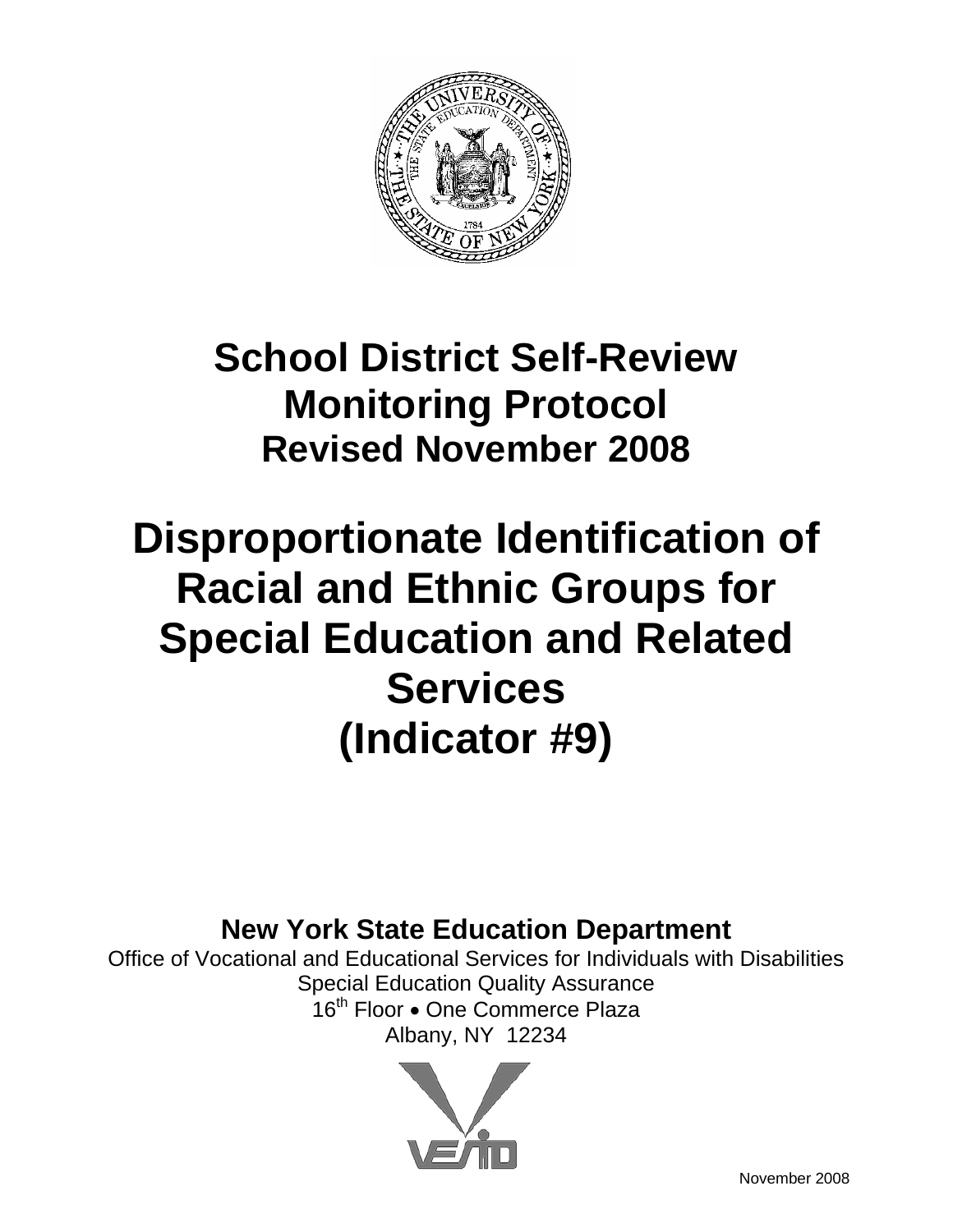# School District Self-Review Monitoring Protocol

## Revised November 2008

# Disproportionate Identification of Racial and Ethnic Groups for Special Education and Related Services (Indicator #9)

**New York State Education Department**

Office of Vocational and Educational Services for Individuals with Disabilities
Special Education Quality Assurance
16th Floor • One Commerce Plaza
Albany, NY 12234

November 2008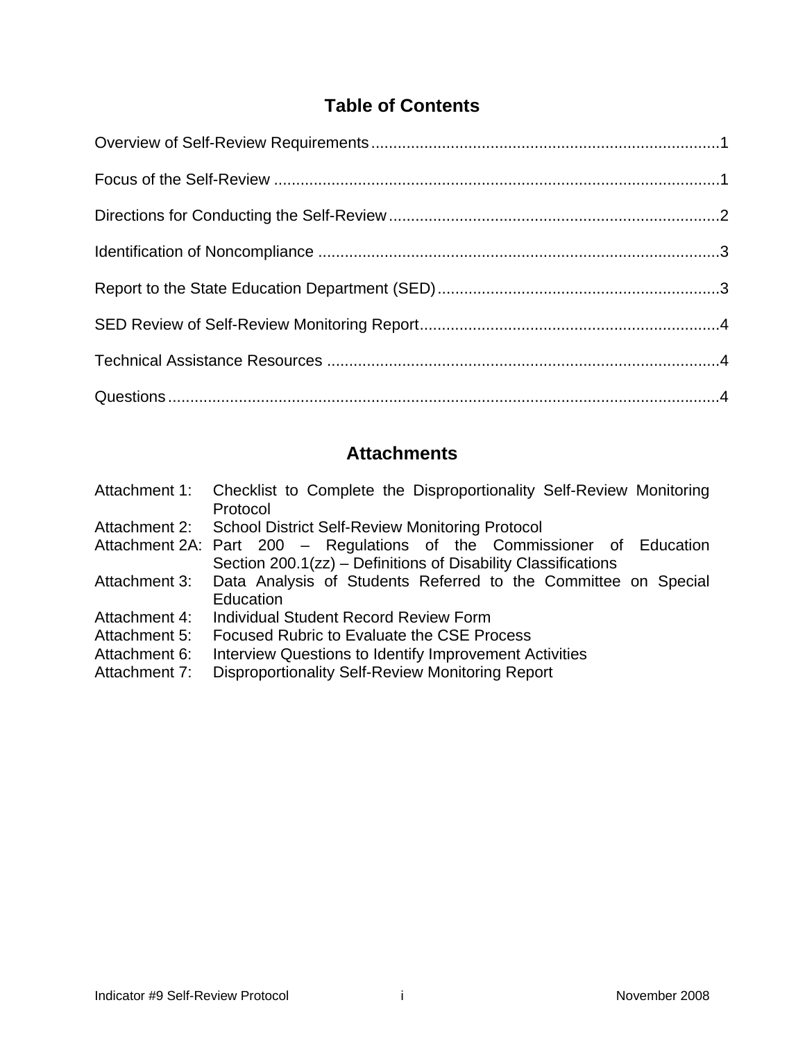# Table of Contents

Overview of Self-Review Requirements ........................................................................... 1

Focus of the Self-Review .................................................................................................. 1

Directions for Conducting the Self-Review ........................................................................ 2

Identification of Noncompliance ........................................................................................ 3

Report to the State Education Department (SED) ............................................................. 3

SED Review of Self-Review Monitoring Report ................................................................. 4

Technical Assistance Resources ...................................................................................... 4

Questions .......................................................................................................................... 4

# Attachments

| | |
|---|---|
| Attachment 1: | Checklist to Complete the Disproportionality Self-Review Monitoring Protocol |
| Attachment 2: | School District Self-Review Monitoring Protocol |
| Attachment 2A: | Part 200 – Regulations of the Commissioner of Education Section 200.1(zz) – Definitions of Disability Classifications |
| Attachment 3: | Data Analysis of Students Referred to the Committee on Special Education |
| Attachment 4: | Individual Student Record Review Form |
| Attachment 5: | Focused Rubric to Evaluate the CSE Process |
| Attachment 6: | Interview Questions to Identify Improvement Activities |
| Attachment 7: | Disproportionality Self-Review Monitoring Report |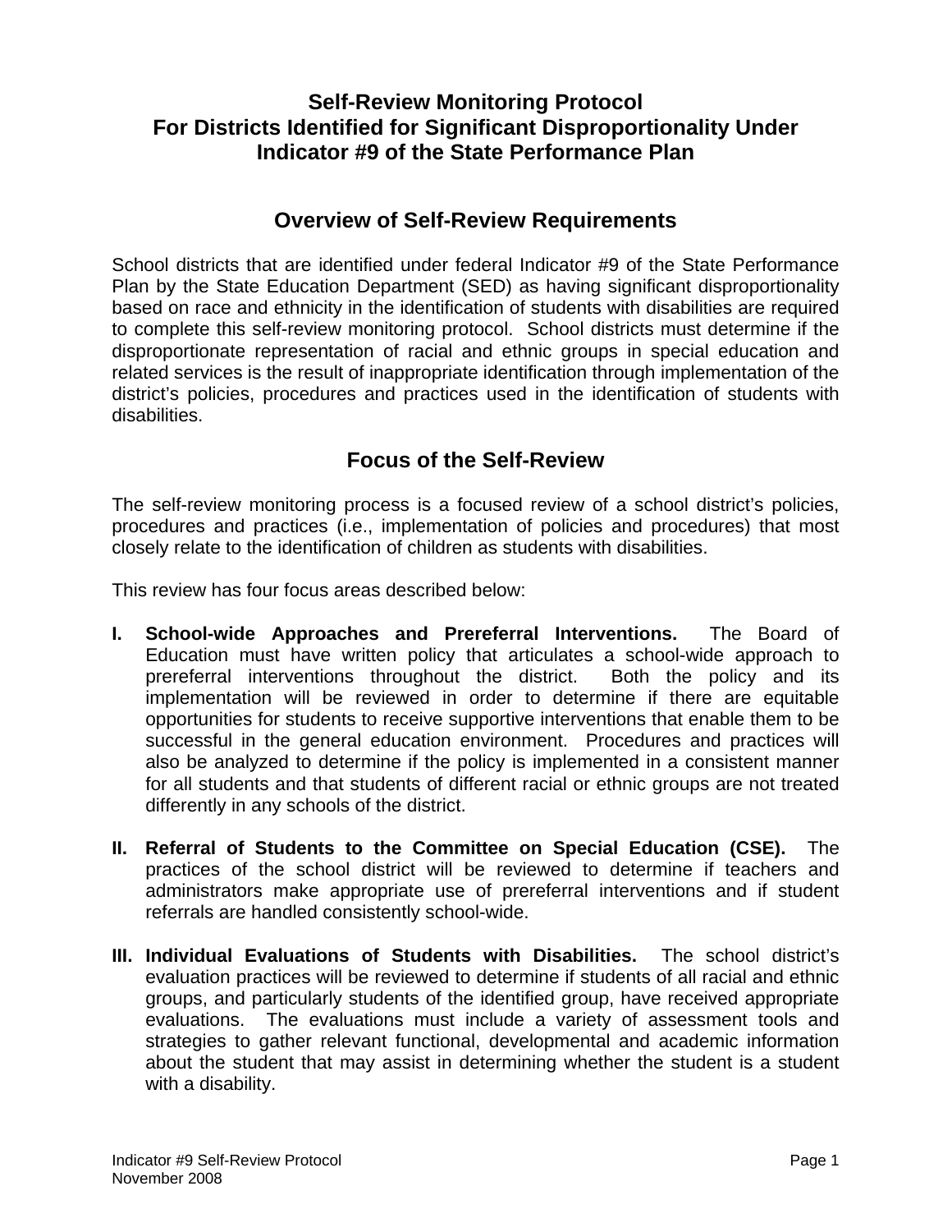# Self-Review Monitoring Protocol For Districts Identified for Significant Disproportionality Under Indicator #9 of the State Performance Plan

## Overview of Self-Review Requirements

School districts that are identified under federal Indicator #9 of the State Performance Plan by the State Education Department (SED) as having significant disproportionality based on race and ethnicity in the identification of students with disabilities are required to complete this self-review monitoring protocol. School districts must determine if the disproportionate representation of racial and ethnic groups in special education and related services is the result of inappropriate identification through implementation of the district's policies, procedures and practices used in the identification of students with disabilities.

## Focus of the Self-Review

The self-review monitoring process is a focused review of a school district's policies, procedures and practices (i.e., implementation of policies and procedures) that most closely relate to the identification of children as students with disabilities.

This review has four focus areas described below:

**I. School-wide Approaches and Prereferral Interventions.** The Board of Education must have written policy that articulates a school-wide approach to prereferral interventions throughout the district. Both the policy and its implementation will be reviewed in order to determine if there are equitable opportunities for students to receive supportive interventions that enable them to be successful in the general education environment. Procedures and practices will also be analyzed to determine if the policy is implemented in a consistent manner for all students and that students of different racial or ethnic groups are not treated differently in any schools of the district.

**II. Referral of Students to the Committee on Special Education (CSE).** The practices of the school district will be reviewed to determine if teachers and administrators make appropriate use of prereferral interventions and if student referrals are handled consistently school-wide.

**III. Individual Evaluations of Students with Disabilities.** The school district's evaluation practices will be reviewed to determine if students of all racial and ethnic groups, and particularly students of the identified group, have received appropriate evaluations. The evaluations must include a variety of assessment tools and strategies to gather relevant functional, developmental and academic information about the student that may assist in determining whether the student is a student with a disability.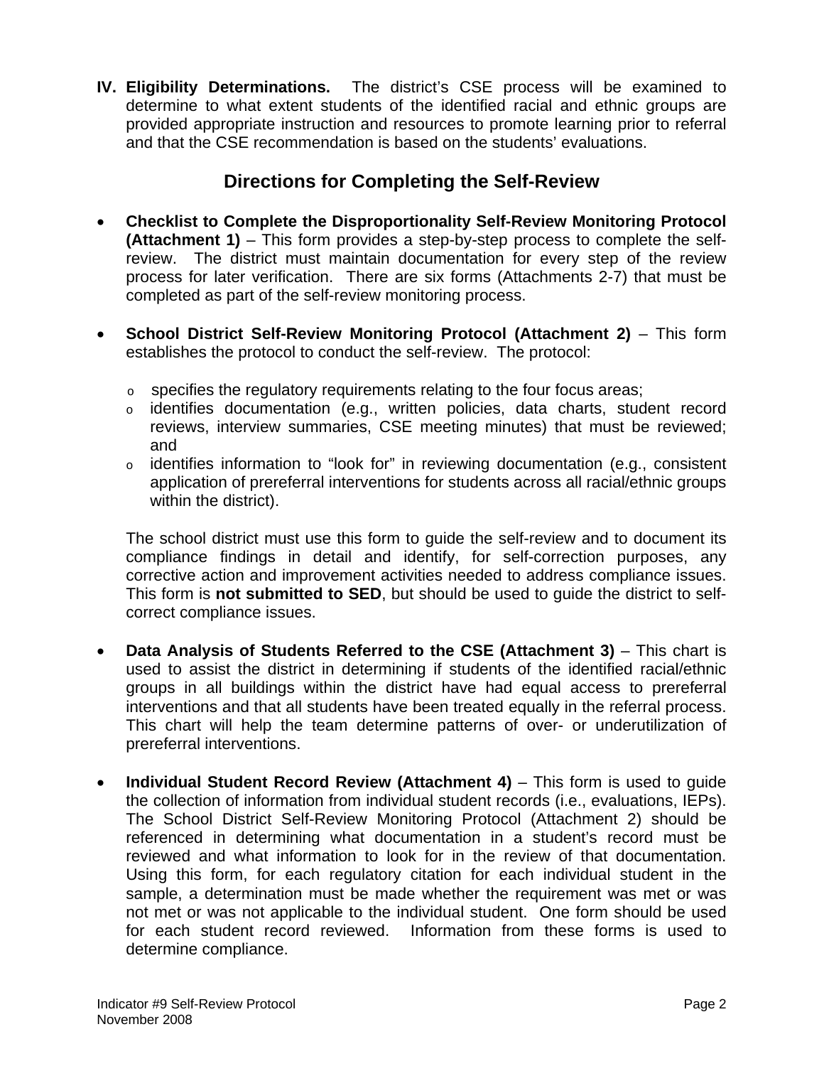IV. **Eligibility Determinations.** The district's CSE process will be examined to determine to what extent students of the identified racial and ethnic groups are provided appropriate instruction and resources to promote learning prior to referral and that the CSE recommendation is based on the students' evaluations.

## Directions for Completing the Self-Review

- **Checklist to Complete the Disproportionality Self-Review Monitoring Protocol (Attachment 1)** – This form provides a step-by-step process to complete the self-review. The district must maintain documentation for every step of the review process for later verification. There are six forms (Attachments 2-7) that must be completed as part of the self-review monitoring process.

- **School District Self-Review Monitoring Protocol (Attachment 2)** – This form establishes the protocol to conduct the self-review. The protocol:

  - specifies the regulatory requirements relating to the four focus areas;
  - identifies documentation (e.g., written policies, data charts, student record reviews, interview summaries, CSE meeting minutes) that must be reviewed; and
  - identifies information to "look for" in reviewing documentation (e.g., consistent application of prereferral interventions for students across all racial/ethnic groups within the district).

  The school district must use this form to guide the self-review and to document its compliance findings in detail and identify, for self-correction purposes, any corrective action and improvement activities needed to address compliance issues. This form is **not submitted to SED**, but should be used to guide the district to self-correct compliance issues.

- **Data Analysis of Students Referred to the CSE (Attachment 3)** – This chart is used to assist the district in determining if students of the identified racial/ethnic groups in all buildings within the district have had equal access to prereferral interventions and that all students have been treated equally in the referral process. This chart will help the team determine patterns of over- or underutilization of prereferral interventions.

- **Individual Student Record Review (Attachment 4)** – This form is used to guide the collection of information from individual student records (i.e., evaluations, IEPs). The School District Self-Review Monitoring Protocol (Attachment 2) should be referenced in determining what documentation in a student's record must be reviewed and what information to look for in the review of that documentation. Using this form, for each regulatory citation for each individual student in the sample, a determination must be made whether the requirement was met or was not met or was not applicable to the individual student. One form should be used for each student record reviewed. Information from these forms is used to determine compliance.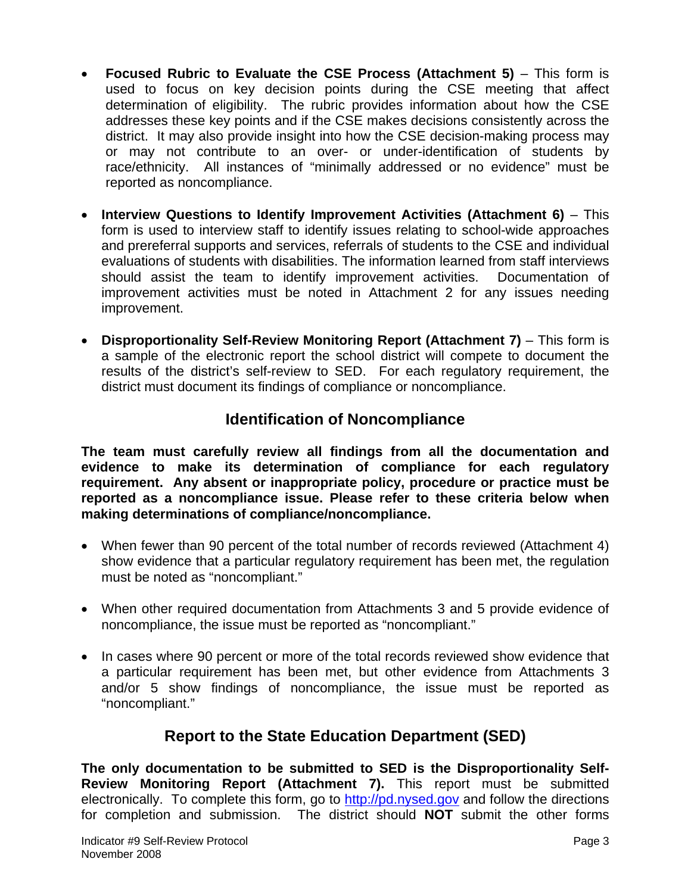- **Focused Rubric to Evaluate the CSE Process (Attachment 5)** – This form is used to focus on key decision points during the CSE meeting that affect determination of eligibility. The rubric provides information about how the CSE addresses these key points and if the CSE makes decisions consistently across the district. It may also provide insight into how the CSE decision-making process may or may not contribute to an over- or under-identification of students by race/ethnicity. All instances of "minimally addressed or no evidence" must be reported as noncompliance.

- **Interview Questions to Identify Improvement Activities (Attachment 6)** – This form is used to interview staff to identify issues relating to school-wide approaches and prereferral supports and services, referrals of students to the CSE and individual evaluations of students with disabilities. The information learned from staff interviews should assist the team to identify improvement activities. Documentation of improvement activities must be noted in Attachment 2 for any issues needing improvement.

- **Disproportionality Self-Review Monitoring Report (Attachment 7)** – This form is a sample of the electronic report the school district will compete to document the results of the district's self-review to SED. For each regulatory requirement, the district must document its findings of compliance or noncompliance.

## Identification of Noncompliance

**The team must carefully review all findings from all the documentation and evidence to make its determination of compliance for each regulatory requirement. Any absent or inappropriate policy, procedure or practice must be reported as a noncompliance issue. Please refer to these criteria below when making determinations of compliance/noncompliance.**

- When fewer than 90 percent of the total number of records reviewed (Attachment 4) show evidence that a particular regulatory requirement has been met, the regulation must be noted as "noncompliant."

- When other required documentation from Attachments 3 and 5 provide evidence of noncompliance, the issue must be reported as "noncompliant."

- In cases where 90 percent or more of the total records reviewed show evidence that a particular requirement has been met, but other evidence from Attachments 3 and/or 5 show findings of noncompliance, the issue must be reported as "noncompliant."

## Report to the State Education Department (SED)

**The only documentation to be submitted to SED is the Disproportionality Self-Review Monitoring Report (Attachment 7).** This report must be submitted electronically. To complete this form, go to http://pd.nysed.gov and follow the directions for completion and submission. The district should **NOT** submit the other forms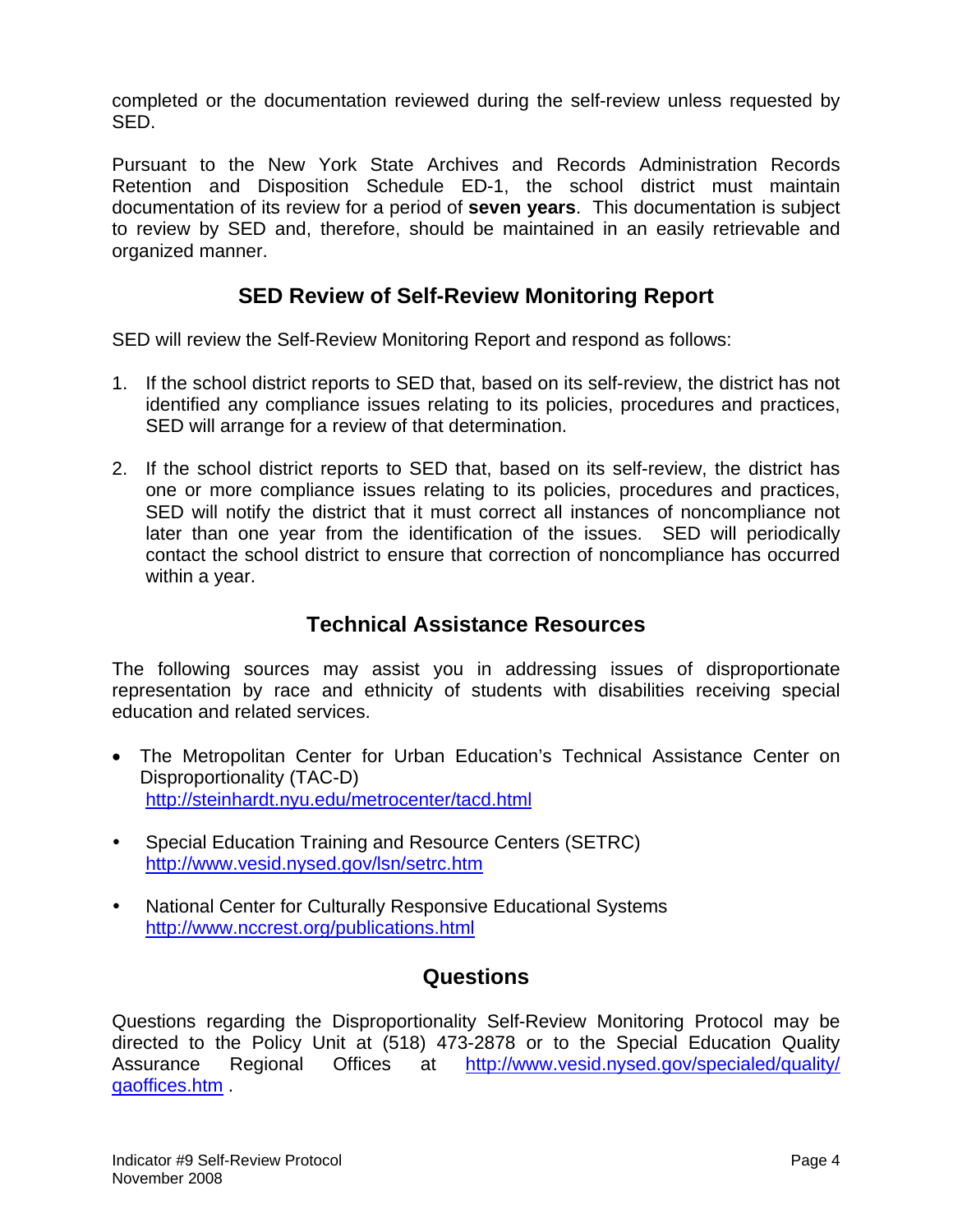completed or the documentation reviewed during the self-review unless requested by SED.

Pursuant to the New York State Archives and Records Administration Records Retention and Disposition Schedule ED-1, the school district must maintain documentation of its review for a period of **seven years**. This documentation is subject to review by SED and, therefore, should be maintained in an easily retrievable and organized manner.

## SED Review of Self-Review Monitoring Report

SED will review the Self-Review Monitoring Report and respond as follows:

1. If the school district reports to SED that, based on its self-review, the district has not identified any compliance issues relating to its policies, procedures and practices, SED will arrange for a review of that determination.

2. If the school district reports to SED that, based on its self-review, the district has one or more compliance issues relating to its policies, procedures and practices, SED will notify the district that it must correct all instances of noncompliance not later than one year from the identification of the issues. SED will periodically contact the school district to ensure that correction of noncompliance has occurred within a year.

## Technical Assistance Resources

The following sources may assist you in addressing issues of disproportionate representation by race and ethnicity of students with disabilities receiving special education and related services.

- The Metropolitan Center for Urban Education's Technical Assistance Center on Disproportionality (TAC-D)
  http://steinhardt.nyu.edu/metrocenter/tacd.html

- Special Education Training and Resource Centers (SETRC)
  http://www.vesid.nysed.gov/lsn/setrc.htm

- National Center for Culturally Responsive Educational Systems
  http://www.nccrest.org/publications.html

## Questions

Questions regarding the Disproportionality Self-Review Monitoring Protocol may be directed to the Policy Unit at (518) 473-2878 or to the Special Education Quality Assurance Regional Offices at http://www.vesid.nysed.gov/specialed/quality/qaoffices.htm .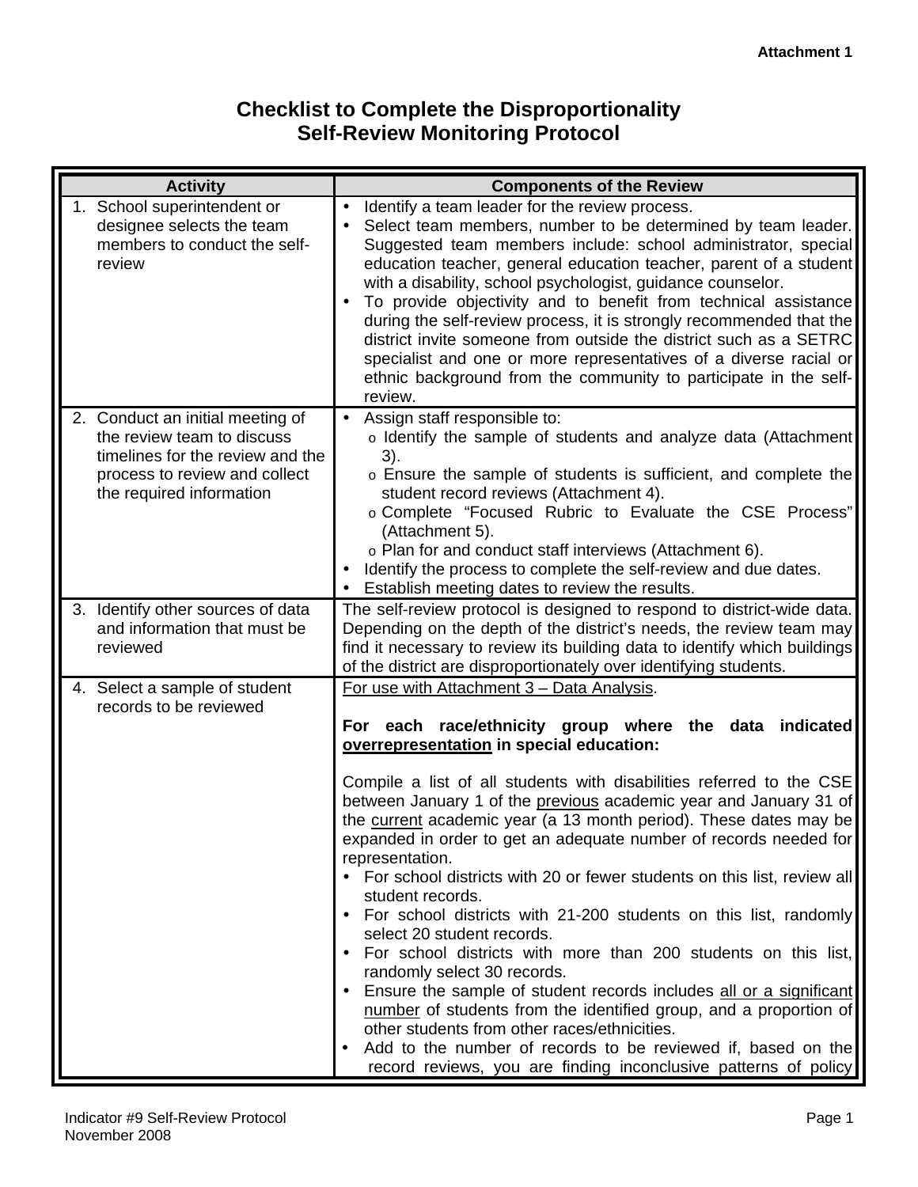**Attachment 1**

# Checklist to Complete the Disproportionality Self-Review Monitoring Protocol

| Activity | Components of the Review |
|---|---|
| 1. School superintendent or designee selects the team members to conduct the self-review | • Identify a team leader for the review process.<br>• Select team members, number to be determined by team leader. Suggested team members include: school administrator, special education teacher, general education teacher, parent of a student with a disability, school psychologist, guidance counselor.<br>• To provide objectivity and to benefit from technical assistance during the self-review process, it is strongly recommended that the district invite someone from outside the district such as a SETRC specialist and one or more representatives of a diverse racial or ethnic background from the community to participate in the self-review. |
| 2. Conduct an initial meeting of the review team to discuss timelines for the review and the process to review and collect the required information | • Assign staff responsible to:<br>&nbsp;&nbsp;o Identify the sample of students and analyze data (Attachment 3).<br>&nbsp;&nbsp;o Ensure the sample of students is sufficient, and complete the student record reviews (Attachment 4).<br>&nbsp;&nbsp;o Complete "Focused Rubric to Evaluate the CSE Process" (Attachment 5).<br>&nbsp;&nbsp;o Plan for and conduct staff interviews (Attachment 6).<br>• Identify the process to complete the self-review and due dates.<br>• Establish meeting dates to review the results. |
| 3. Identify other sources of data and information that must be reviewed | The self-review protocol is designed to respond to district-wide data. Depending on the depth of the district's needs, the review team may find it necessary to review its building data to identify which buildings of the district are disproportionately over identifying students. |
| 4. Select a sample of student records to be reviewed | <u>For use with Attachment 3 – Data Analysis</u>.<br><br>**For each race/ethnicity group where the data indicated <u>overrepresentation</u> in special education:**<br><br>Compile a list of all students with disabilities referred to the CSE between January 1 of the <u>previous</u> academic year and January 31 of the <u>current</u> academic year (a 13 month period). These dates may be expanded in order to get an adequate number of records needed for representation.<br>• For school districts with 20 or fewer students on this list, review all student records.<br>• For school districts with 21-200 students on this list, randomly select 20 student records.<br>• For school districts with more than 200 students on this list, randomly select 30 records.<br>• Ensure the sample of student records includes <u>all or a significant number</u> of students from the identified group, and a proportion of other students from other races/ethnicities.<br>• Add to the number of records to be reviewed if, based on the record reviews, you are finding inconclusive patterns of policy |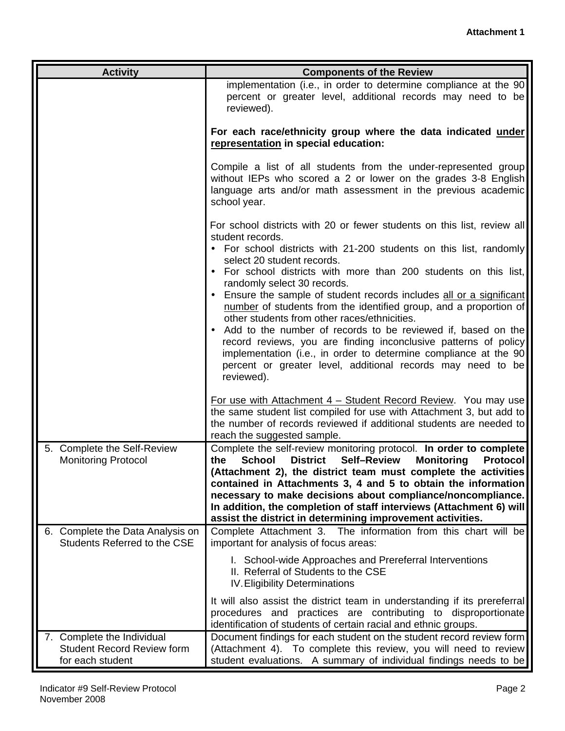**Attachment 1**

| Activity | Components of the Review |
|---|---|
| | implementation (i.e., in order to determine compliance at the 90 percent or greater level, additional records may need to be reviewed).<br><br>**For each race/ethnicity group where the data indicated <u>under representation</u> in special education:**<br><br>Compile a list of all students from the under-represented group without IEPs who scored a 2 or lower on the grades 3-8 English language arts and/or math assessment in the previous academic school year.<br><br>For school districts with 20 or fewer students on this list, review all student records.<br>• For school districts with 21-200 students on this list, randomly select 20 student records.<br>• For school districts with more than 200 students on this list, randomly select 30 records.<br>• Ensure the sample of student records includes <u>all or a significant number</u> of students from the identified group, and a proportion of other students from other races/ethnicities.<br>• Add to the number of records to be reviewed if, based on the record reviews, you are finding inconclusive patterns of policy implementation (i.e., in order to determine compliance at the 90 percent or greater level, additional records may need to be reviewed).<br><br><u>For use with Attachment 4 – Student Record Review</u>. You may use the same student list compiled for use with Attachment 3, but add to the number of records reviewed if additional students are needed to reach the suggested sample. |
| 5. Complete the Self-Review Monitoring Protocol | Complete the self-review monitoring protocol. **In order to complete the School District Self–Review Monitoring Protocol (Attachment 2), the district team must complete the activities contained in Attachments 3, 4 and 5 to obtain the information necessary to make decisions about compliance/noncompliance. In addition, the completion of staff interviews (Attachment 6) will assist the district in determining improvement activities.** |
| 6. Complete the Data Analysis on Students Referred to the CSE | Complete Attachment 3. The information from this chart will be important for analysis of focus areas:<br><br>I. School-wide Approaches and Prereferral Interventions<br>II. Referral of Students to the CSE<br>IV. Eligibility Determinations<br><br>It will also assist the district team in understanding if its prereferral procedures and practices are contributing to disproportionate identification of students of certain racial and ethnic groups. |
| 7. Complete the Individual Student Record Review form for each student | Document findings for each student on the student record review form (Attachment 4). To complete this review, you will need to review student evaluations. A summary of individual findings needs to be |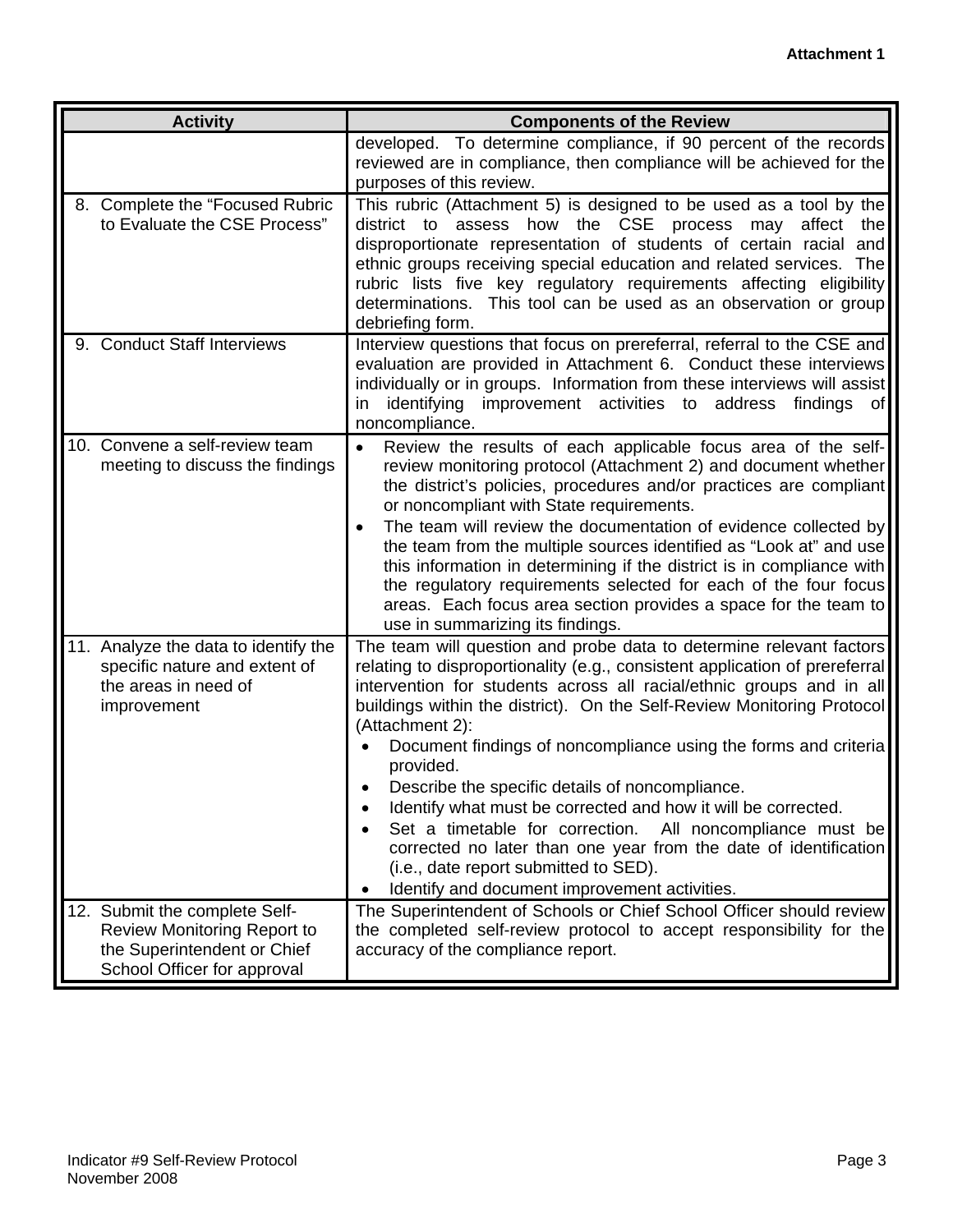Attachment 1

| Activity | Components of the Review |
|---|---|
| | developed. To determine compliance, if 90 percent of the records reviewed are in compliance, then compliance will be achieved for the purposes of this review. |
| 8. Complete the “Focused Rubric to Evaluate the CSE Process” | This rubric (Attachment 5) is designed to be used as a tool by the district to assess how the CSE process may affect the disproportionate representation of students of certain racial and ethnic groups receiving special education and related services. The rubric lists five key regulatory requirements affecting eligibility determinations. This tool can be used as an observation or group debriefing form. |
| 9. Conduct Staff Interviews | Interview questions that focus on prereferral, referral to the CSE and evaluation are provided in Attachment 6. Conduct these interviews individually or in groups. Information from these interviews will assist in identifying improvement activities to address findings of noncompliance. |
| 10. Convene a self-review team meeting to discuss the findings | • Review the results of each applicable focus area of the self-review monitoring protocol (Attachment 2) and document whether the district's policies, procedures and/or practices are compliant or noncompliant with State requirements.<br>• The team will review the documentation of evidence collected by the team from the multiple sources identified as “Look at” and use this information in determining if the district is in compliance with the regulatory requirements selected for each of the four focus areas. Each focus area section provides a space for the team to use in summarizing its findings. |
| 11. Analyze the data to identify the specific nature and extent of the areas in need of improvement | The team will question and probe data to determine relevant factors relating to disproportionality (e.g., consistent application of prereferral intervention for students across all racial/ethnic groups and in all buildings within the district). On the Self-Review Monitoring Protocol (Attachment 2):<br>• Document findings of noncompliance using the forms and criteria provided.<br>• Describe the specific details of noncompliance.<br>• Identify what must be corrected and how it will be corrected.<br>• Set a timetable for correction. All noncompliance must be corrected no later than one year from the date of identification (i.e., date report submitted to SED).<br>• Identify and document improvement activities. |
| 12. Submit the complete Self-Review Monitoring Report to the Superintendent or Chief School Officer for approval | The Superintendent of Schools or Chief School Officer should review the completed self-review protocol to accept responsibility for the accuracy of the compliance report. |

Indicator #9 Self-Review Protocol
November 2008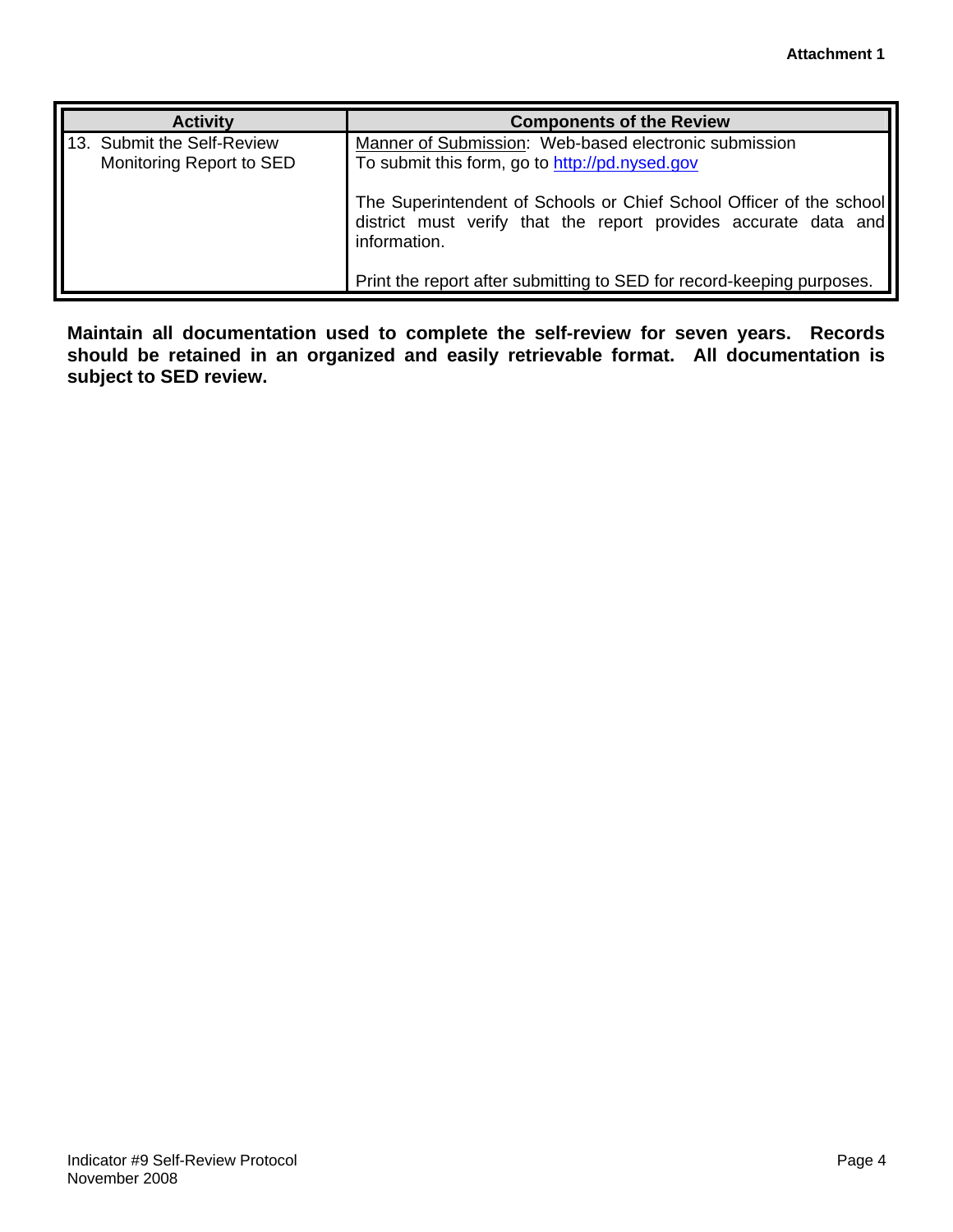Attachment 1

| Activity | Components of the Review |
| --- | --- |
| 13. Submit the Self-Review Monitoring Report to SED | Manner of Submission: Web-based electronic submission<br>To submit this form, go to http://pd.nysed.gov<br><br>The Superintendent of Schools or Chief School Officer of the school district must verify that the report provides accurate data and information.<br><br>Print the report after submitting to SED for record-keeping purposes. |

**Maintain all documentation used to complete the self-review for seven years. Records should be retained in an organized and easily retrievable format. All documentation is subject to SED review.**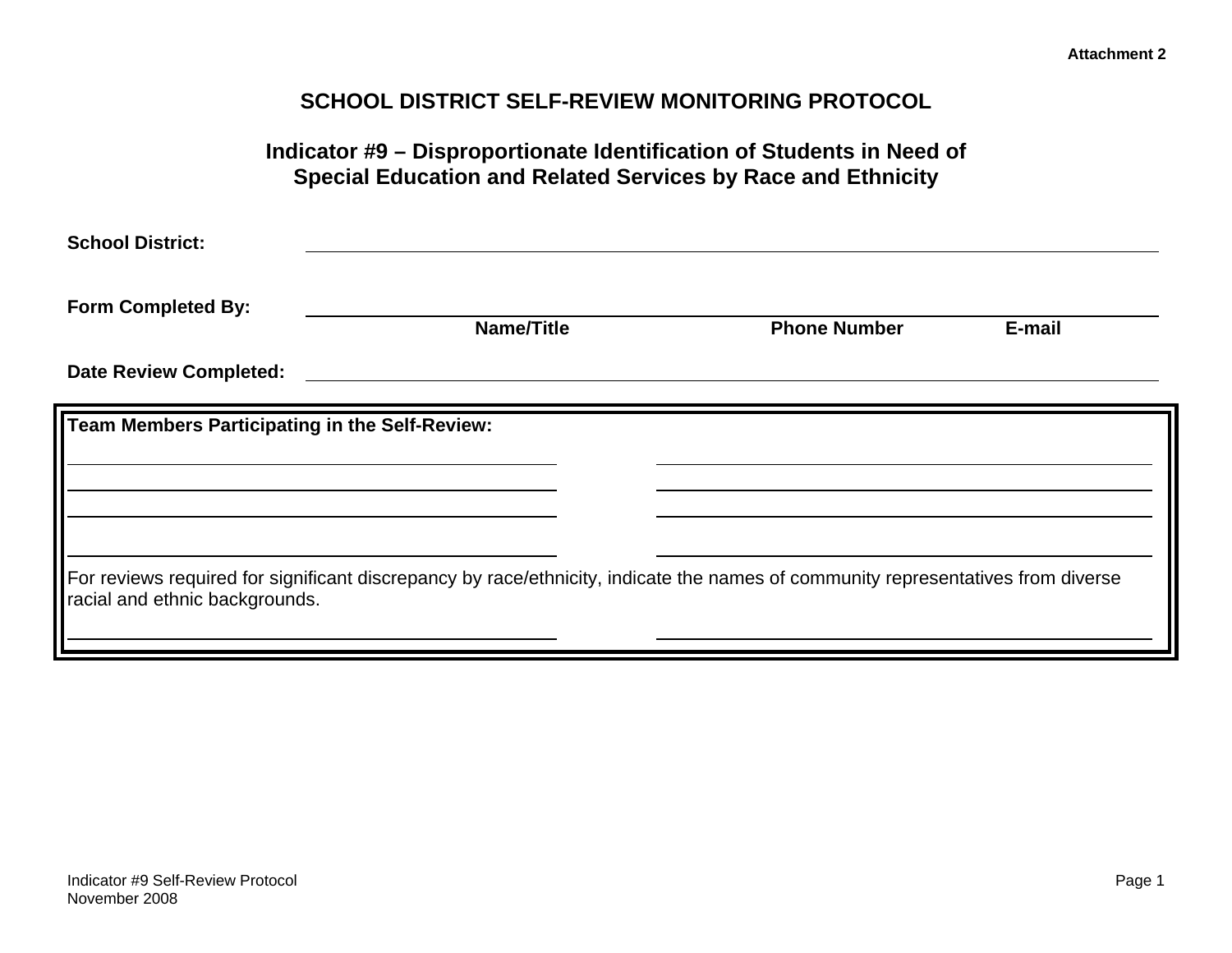Attachment 2

# SCHOOL DISTRICT SELF-REVIEW MONITORING PROTOCOL

## Indicator #9 – Disproportionate Identification of Students in Need of Special Education and Related Services by Race and Ethnicity

**School District:** ______________________________________________

**Form Completed By:** ______________________________________________
**Name/Title** **Phone Number** **E-mail**

**Date Review Completed:** ______________________________________________

**Team Members Participating in the Self-Review:**

______________________________ ______________________________
______________________________ ______________________________
______________________________ ______________________________
______________________________ ______________________________

For reviews required for significant discrepancy by race/ethnicity, indicate the names of community representatives from diverse racial and ethnic backgrounds.

______________________________ ______________________________

Indicator #9 Self-Review Protocol
November 2008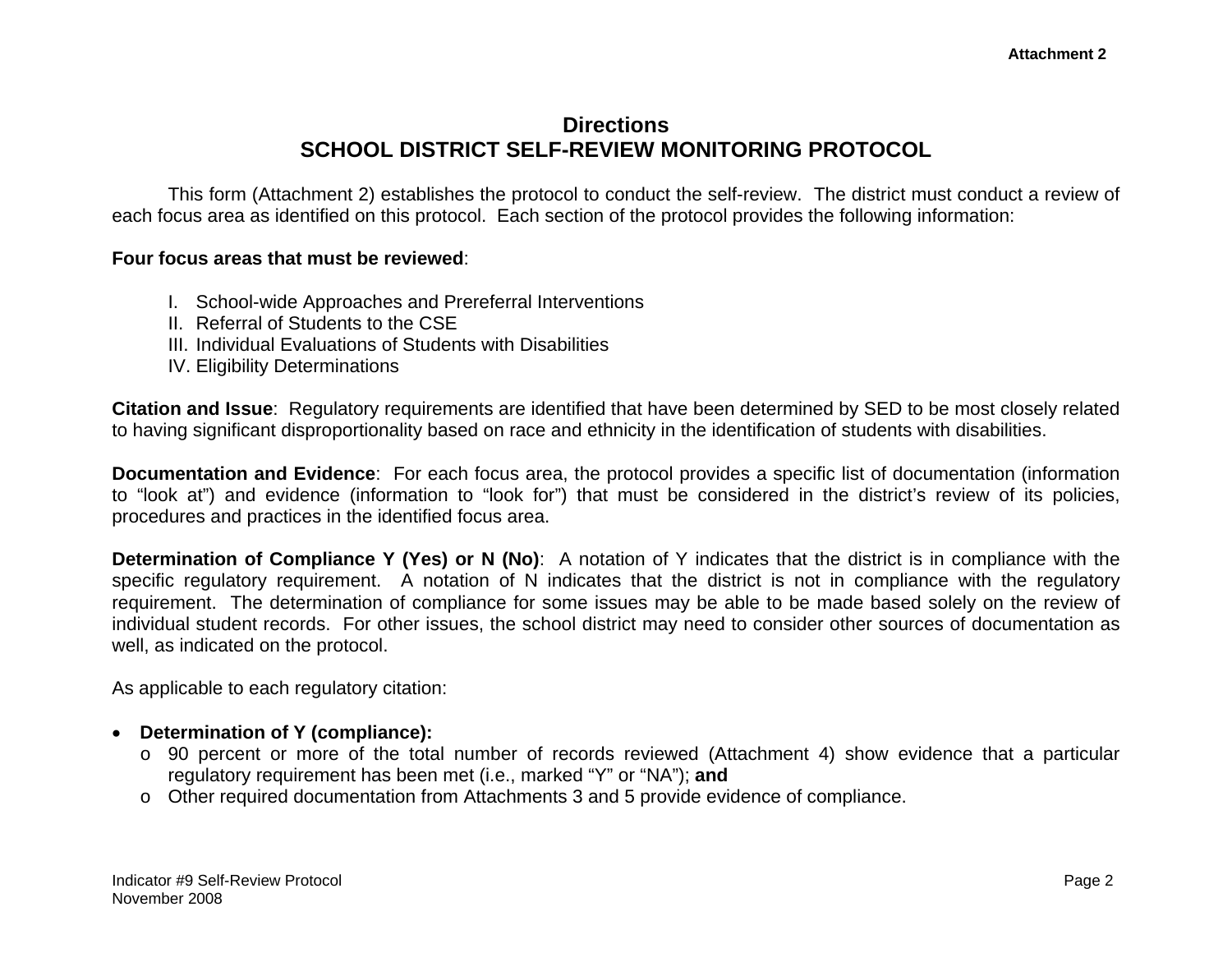Attachment 2

# Directions
# SCHOOL DISTRICT SELF-REVIEW MONITORING PROTOCOL

This form (Attachment 2) establishes the protocol to conduct the self-review. The district must conduct a review of each focus area as identified on this protocol. Each section of the protocol provides the following information:

**Four focus areas that must be reviewed**:

I. School-wide Approaches and Prereferral Interventions
II. Referral of Students to the CSE
III. Individual Evaluations of Students with Disabilities
IV. Eligibility Determinations

**Citation and Issue**: Regulatory requirements are identified that have been determined by SED to be most closely related to having significant disproportionality based on race and ethnicity in the identification of students with disabilities.

**Documentation and Evidence**: For each focus area, the protocol provides a specific list of documentation (information to "look at") and evidence (information to "look for") that must be considered in the district's review of its policies, procedures and practices in the identified focus area.

**Determination of Compliance Y (Yes) or N (No)**: A notation of Y indicates that the district is in compliance with the specific regulatory requirement. A notation of N indicates that the district is not in compliance with the regulatory requirement. The determination of compliance for some issues may be able to be made based solely on the review of individual student records. For other issues, the school district may need to consider other sources of documentation as well, as indicated on the protocol.

As applicable to each regulatory citation:

- **Determination of Y (compliance):**
  - 90 percent or more of the total number of records reviewed (Attachment 4) show evidence that a particular regulatory requirement has been met (i.e., marked "Y" or "NA"); **and**
  - Other required documentation from Attachments 3 and 5 provide evidence of compliance.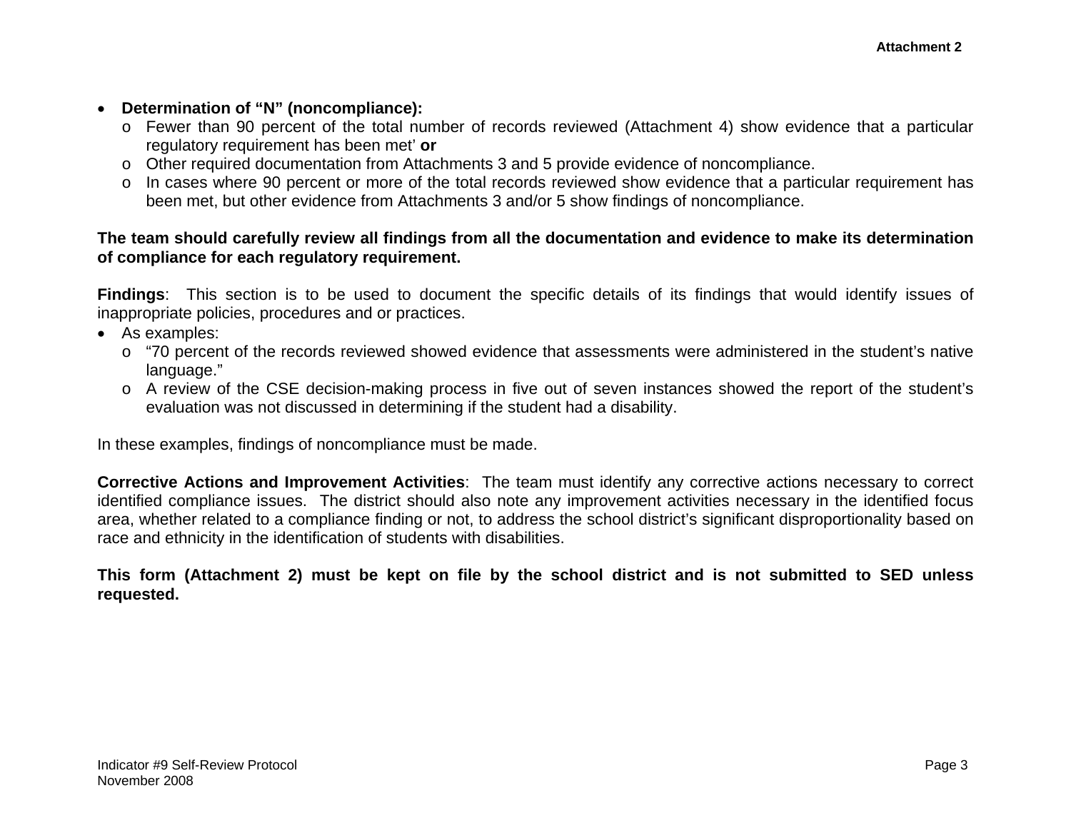- **Determination of "N" (noncompliance):**
  - Fewer than 90 percent of the total number of records reviewed (Attachment 4) show evidence that a particular regulatory requirement has been met' **or**
  - Other required documentation from Attachments 3 and 5 provide evidence of noncompliance.
  - In cases where 90 percent or more of the total records reviewed show evidence that a particular requirement has been met, but other evidence from Attachments 3 and/or 5 show findings of noncompliance.

**The team should carefully review all findings from all the documentation and evidence to make its determination of compliance for each regulatory requirement.**

**Findings**: This section is to be used to document the specific details of its findings that would identify issues of inappropriate policies, procedures and or practices.

- As examples:
  - "70 percent of the records reviewed showed evidence that assessments were administered in the student's native language."
  - A review of the CSE decision-making process in five out of seven instances showed the report of the student's evaluation was not discussed in determining if the student had a disability.

In these examples, findings of noncompliance must be made.

**Corrective Actions and Improvement Activities**: The team must identify any corrective actions necessary to correct identified compliance issues. The district should also note any improvement activities necessary in the identified focus area, whether related to a compliance finding or not, to address the school district's significant disproportionality based on race and ethnicity in the identification of students with disabilities.

**This form (Attachment 2) must be kept on file by the school district and is not submitted to SED unless requested.**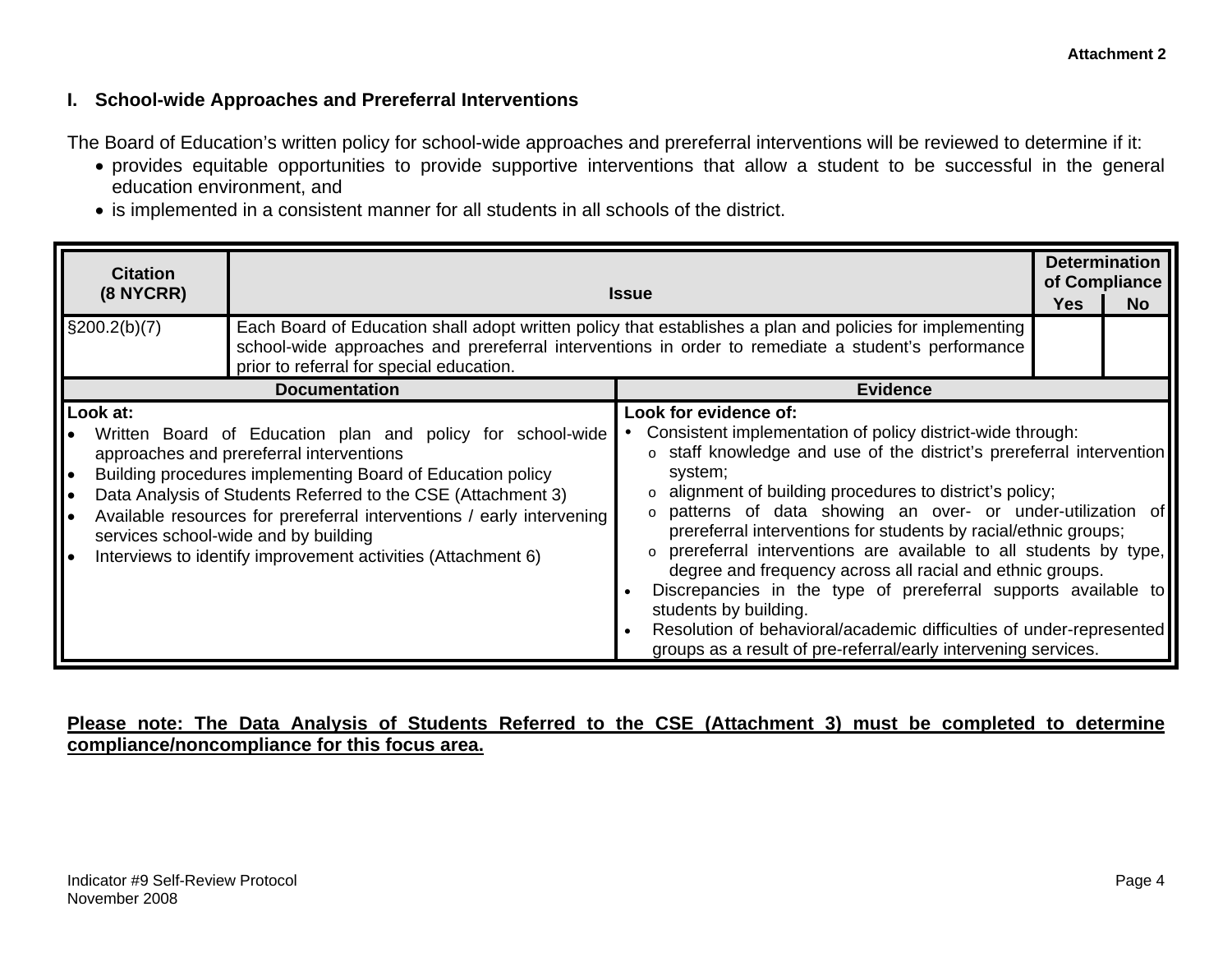**Attachment 2**

## I. School-wide Approaches and Prereferral Interventions

The Board of Education's written policy for school-wide approaches and prereferral interventions will be reviewed to determine if it:

- provides equitable opportunities to provide supportive interventions that allow a student to be successful in the general education environment, and
- is implemented in a consistent manner for all students in all schools of the district.

| Citation (8 NYCRR) | Issue | Determination of Compliance | |
|---|---|---|---|
| | | Yes | No |
| §200.2(b)(7) | Each Board of Education shall adopt written policy that establishes a plan and policies for implementing school-wide approaches and prereferral interventions in order to remediate a student's performance prior to referral for special education. | | |

| Documentation | Evidence |
|---|---|
| **Look at:**<br>• Written Board of Education plan and policy for school-wide approaches and prereferral interventions<br>• Building procedures implementing Board of Education policy<br>• Data Analysis of Students Referred to the CSE (Attachment 3)<br>• Available resources for prereferral interventions / early intervening services school-wide and by building<br>• Interviews to identify improvement activities (Attachment 6) | **Look for evidence of:**<br>• Consistent implementation of policy district-wide through:<br>  o staff knowledge and use of the district's prereferral intervention system;<br>  o alignment of building procedures to district's policy;<br>  o patterns of data showing an over- or under-utilization of prereferral interventions for students by racial/ethnic groups;<br>  o prereferral interventions are available to all students by type, degree and frequency across all racial and ethnic groups.<br>• Discrepancies in the type of prereferral supports available to students by building.<br>• Resolution of behavioral/academic difficulties of under-represented groups as a result of pre-referral/early intervening services. |

**Please note: The Data Analysis of Students Referred to the CSE (Attachment 3) must be completed to determine compliance/noncompliance for this focus area.**

Indicator #9 Self-Review Protocol
November 2008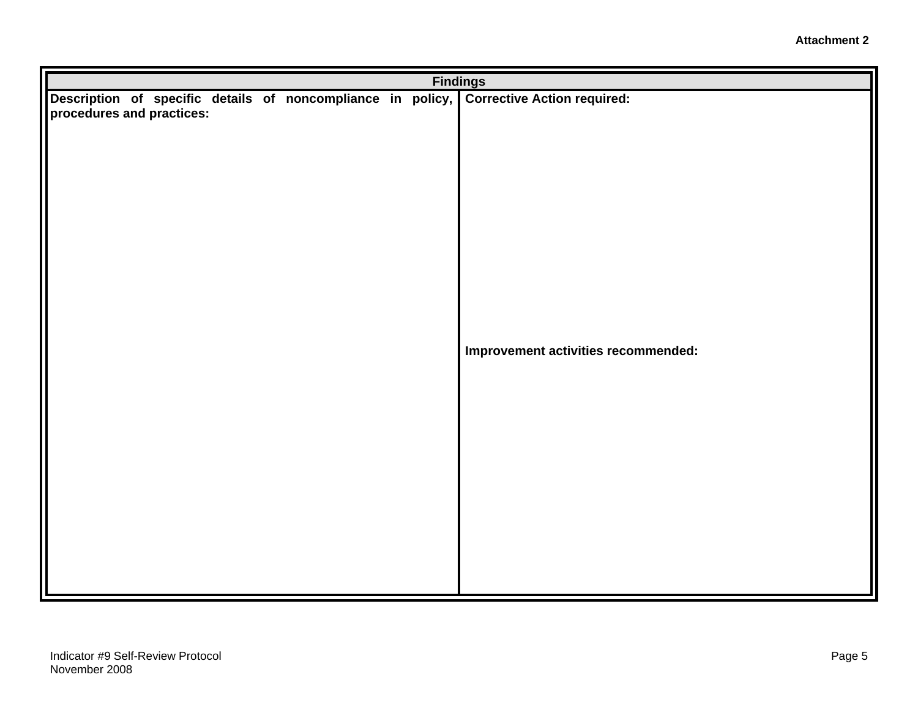Attachment 2

| Findings | |
|---|---|
| **Description of specific details of noncompliance in policy, procedures and practices:** | **Corrective Action required:**<br><br><br><br><br><br><br><br><br>**Improvement activities recommended:** |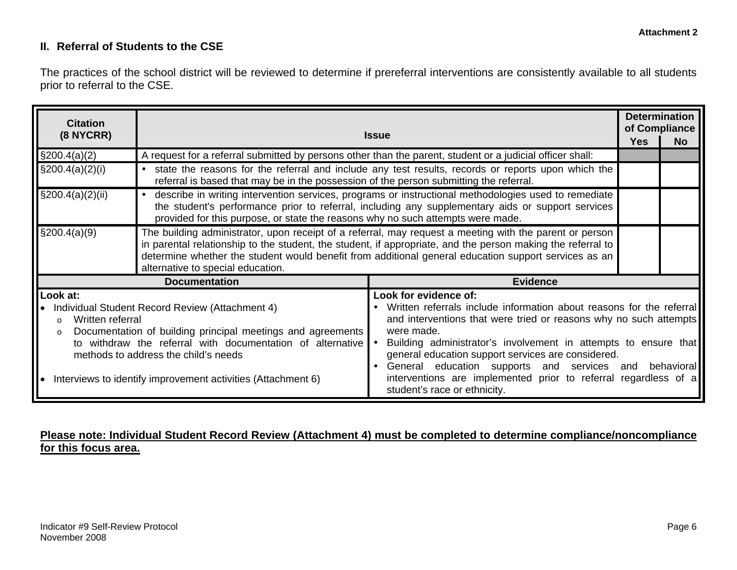Attachment 2

## II. Referral of Students to the CSE

The practices of the school district will be reviewed to determine if prereferral interventions are consistently available to all students prior to referral to the CSE.

| Citation (8 NYCRR) | Issue | Determination of Compliance | |
|---|---|---|---|
| | | Yes | No |
| §200.4(a)(2) | A request for a referral submitted by persons other than the parent, student or a judicial officer shall: | | |
| §200.4(a)(2)(i) | • state the reasons for the referral and include any test results, records or reports upon which the referral is based that may be in the possession of the person submitting the referral. | | |
| §200.4(a)(2)(ii) | • describe in writing intervention services, programs or instructional methodologies used to remediate the student's performance prior to referral, including any supplementary aids or support services provided for this purpose, or state the reasons why no such attempts were made. | | |
| §200.4(a)(9) | The building administrator, upon receipt of a referral, may request a meeting with the parent or person in parental relationship to the student, the student, if appropriate, and the person making the referral to determine whether the student would benefit from additional general education support services as an alternative to special education. | | |

| Documentation | Evidence |
|---|---|
| **Look at:**<br>• Individual Student Record Review (Attachment 4)<br>  o Written referral<br>  o Documentation of building principal meetings and agreements to withdraw the referral with documentation of alternative methods to address the child's needs<br><br>• Interviews to identify improvement activities (Attachment 6) | **Look for evidence of:**<br>• Written referrals include information about reasons for the referral and interventions that were tried or reasons why no such attempts were made.<br>• Building administrator's involvement in attempts to ensure that general education support services are considered.<br>• General education supports and services and behavioral interventions are implemented prior to referral regardless of a student's race or ethnicity. |

**Please note: Individual Student Record Review (Attachment 4) must be completed to determine compliance/noncompliance for this focus area.**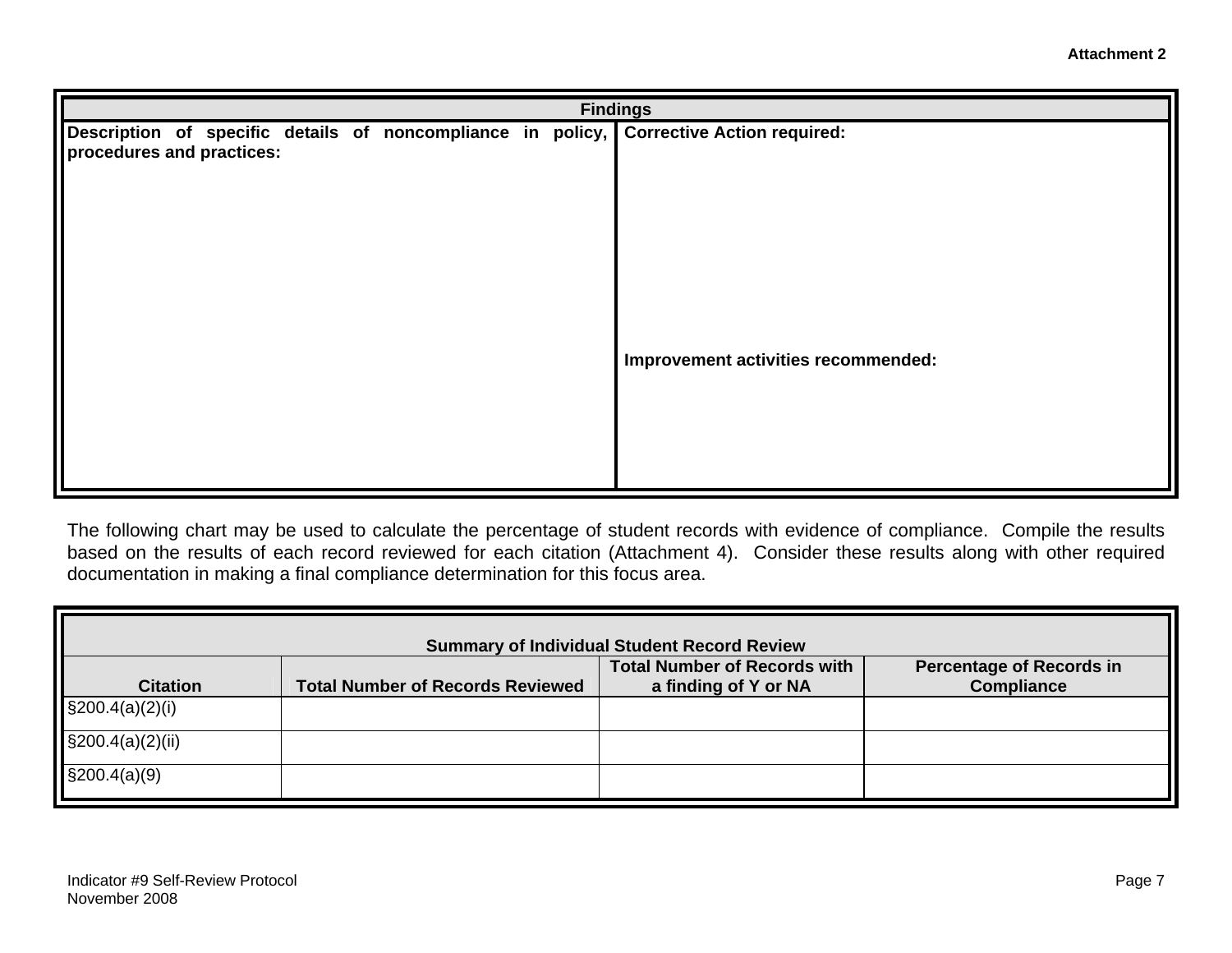**Attachment 2**

| Findings | |
|---|---|
| **Description of specific details of noncompliance in policy, procedures and practices:** | **Corrective Action required:**<br><br><br><br>**Improvement activities recommended:** |

The following chart may be used to calculate the percentage of student records with evidence of compliance. Compile the results based on the results of each record reviewed for each citation (Attachment 4). Consider these results along with other required documentation in making a final compliance determination for this focus area.

| Summary of Individual Student Record Review | | | |
|---|---|---|---|
| **Citation** | **Total Number of Records Reviewed** | **Total Number of Records with a finding of Y or NA** | **Percentage of Records in Compliance** |
| §200.4(a)(2)(i) | | | |
| §200.4(a)(2)(ii) | | | |
| §200.4(a)(9) | | | |

Indicator #9 Self-Review Protocol
November 2008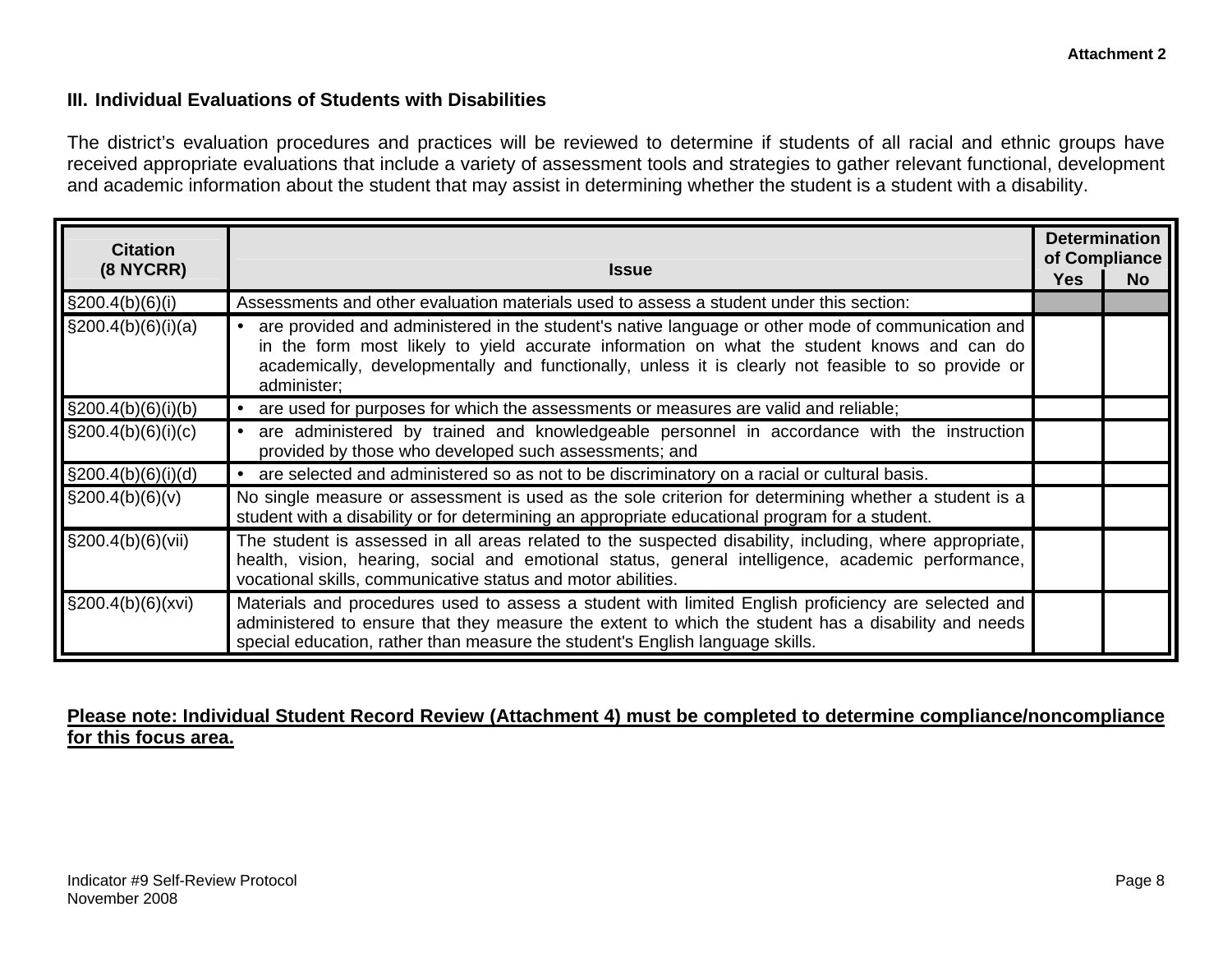Attachment 2

### III. Individual Evaluations of Students with Disabilities

The district's evaluation procedures and practices will be reviewed to determine if students of all racial and ethnic groups have received appropriate evaluations that include a variety of assessment tools and strategies to gather relevant functional, development and academic information about the student that may assist in determining whether the student is a student with a disability.

| Citation (8 NYCRR) | Issue | Determination of Compliance | |
|---|---|---|---|
| | | Yes | No |
| §200.4(b)(6)(i) | Assessments and other evaluation materials used to assess a student under this section: | | |
| §200.4(b)(6)(i)(a) | • are provided and administered in the student's native language or other mode of communication and in the form most likely to yield accurate information on what the student knows and can do academically, developmentally and functionally, unless it is clearly not feasible to so provide or administer; | | |
| §200.4(b)(6)(i)(b) | • are used for purposes for which the assessments or measures are valid and reliable; | | |
| §200.4(b)(6)(i)(c) | • are administered by trained and knowledgeable personnel in accordance with the instruction provided by those who developed such assessments; and | | |
| §200.4(b)(6)(i)(d) | • are selected and administered so as not to be discriminatory on a racial or cultural basis. | | |
| §200.4(b)(6)(v) | No single measure or assessment is used as the sole criterion for determining whether a student is a student with a disability or for determining an appropriate educational program for a student. | | |
| §200.4(b)(6)(vii) | The student is assessed in all areas related to the suspected disability, including, where appropriate, health, vision, hearing, social and emotional status, general intelligence, academic performance, vocational skills, communicative status and motor abilities. | | |
| §200.4(b)(6)(xvi) | Materials and procedures used to assess a student with limited English proficiency are selected and administered to ensure that they measure the extent to which the student has a disability and needs special education, rather than measure the student's English language skills. | | |

**Please note: Individual Student Record Review (Attachment 4) must be completed to determine compliance/noncompliance for this focus area.**

Indicator #9 Self-Review Protocol
November 2008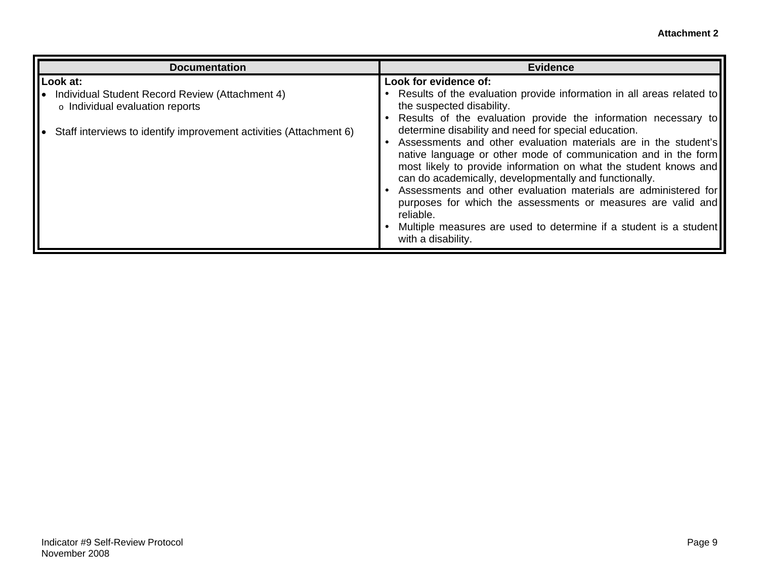**Attachment 2**

| Documentation | Evidence |
|---|---|
| **Look at:**<br>• Individual Student Record Review (Attachment 4)<br>  o Individual evaluation reports<br><br>• Staff interviews to identify improvement activities (Attachment 6) | **Look for evidence of:**<br>• Results of the evaluation provide information in all areas related to the suspected disability.<br>• Results of the evaluation provide the information necessary to determine disability and need for special education.<br>• Assessments and other evaluation materials are in the student's native language or other mode of communication and in the form most likely to provide information on what the student knows and can do academically, developmentally and functionally.<br>• Assessments and other evaluation materials are administered for purposes for which the assessments or measures are valid and reliable.<br>• Multiple measures are used to determine if a student is a student with a disability. |

Indicator #9 Self-Review Protocol
November 2008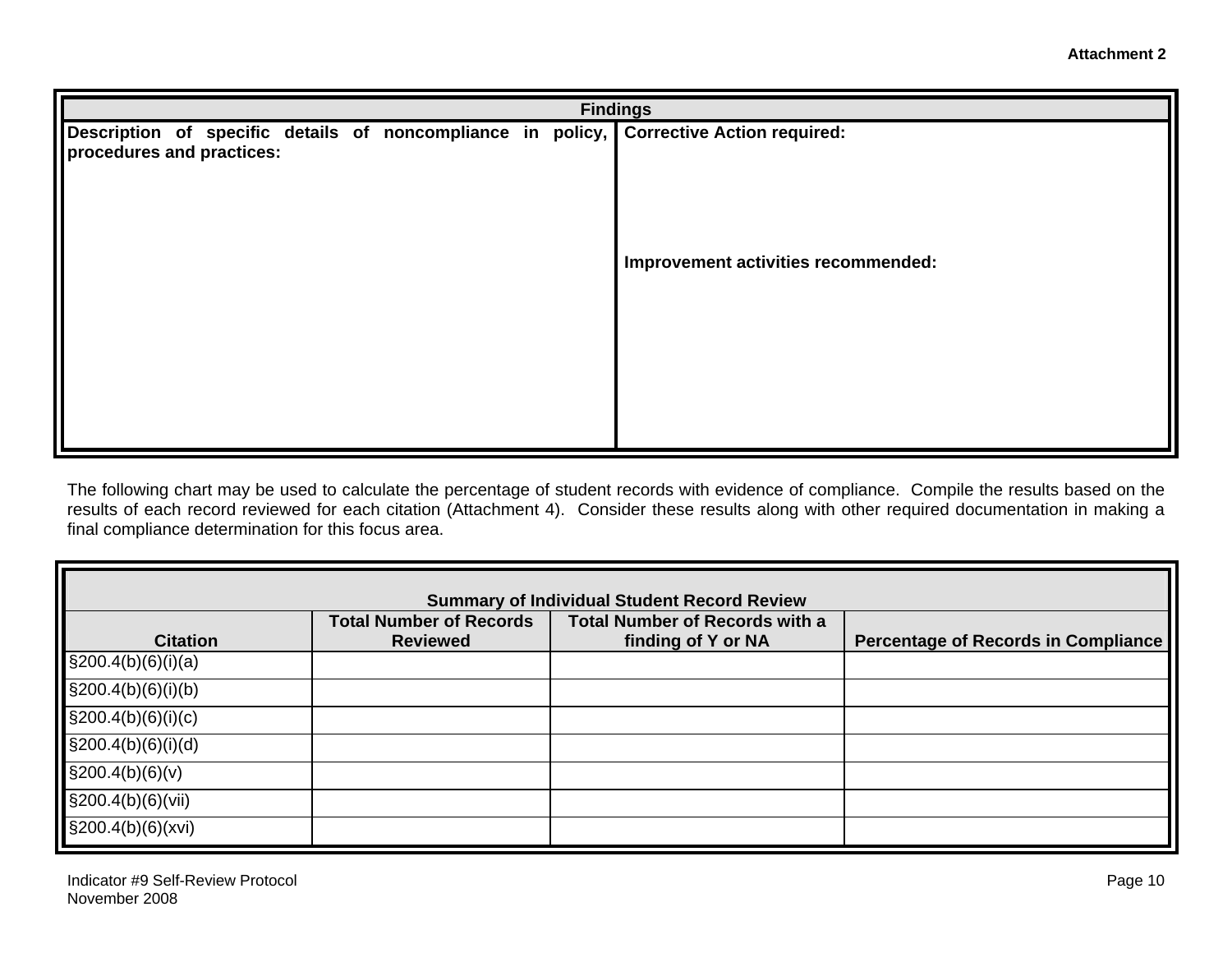**Attachment 2**

| Findings | |
|---|---|
| **Description of specific details of noncompliance in policy, procedures and practices:** | **Corrective Action required:**<br><br>**Improvement activities recommended:** |

The following chart may be used to calculate the percentage of student records with evidence of compliance. Compile the results based on the results of each record reviewed for each citation (Attachment 4). Consider these results along with other required documentation in making a final compliance determination for this focus area.

| **Summary of Individual Student Record Review** | | | |
|---|---|---|---|
| **Citation** | **Total Number of Records Reviewed** | **Total Number of Records with a finding of Y or NA** | **Percentage of Records in Compliance** |
| §200.4(b)(6)(i)(a) | | | |
| §200.4(b)(6)(i)(b) | | | |
| §200.4(b)(6)(i)(c) | | | |
| §200.4(b)(6)(i)(d) | | | |
| §200.4(b)(6)(v) | | | |
| §200.4(b)(6)(vii) | | | |
| §200.4(b)(6)(xvi) | | | |

Indicator #9 Self-Review Protocol
November 2008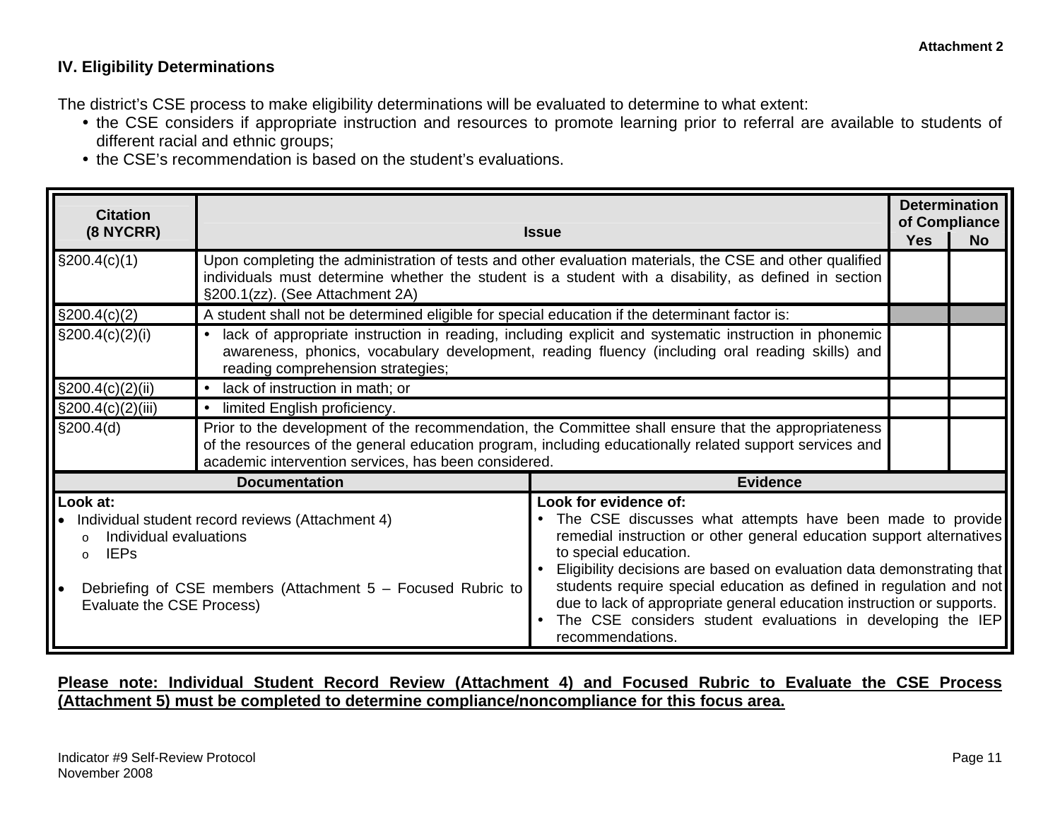**Attachment 2**

## IV. Eligibility Determinations

The district's CSE process to make eligibility determinations will be evaluated to determine to what extent:

- the CSE considers if appropriate instruction and resources to promote learning prior to referral are available to students of different racial and ethnic groups;
- the CSE's recommendation is based on the student's evaluations.

| Citation (8 NYCRR) | Issue | Determination of Compliance | |
|---|---|---|---|
| | | Yes | No |
| §200.4(c)(1) | Upon completing the administration of tests and other evaluation materials, the CSE and other qualified individuals must determine whether the student is a student with a disability, as defined in section §200.1(zz). (See Attachment 2A) | | |
| §200.4(c)(2) | A student shall not be determined eligible for special education if the determinant factor is: | | |
| §200.4(c)(2)(i) | • lack of appropriate instruction in reading, including explicit and systematic instruction in phonemic awareness, phonics, vocabulary development, reading fluency (including oral reading skills) and reading comprehension strategies; | | |
| §200.4(c)(2)(ii) | • lack of instruction in math; or | | |
| §200.4(c)(2)(iii) | • limited English proficiency. | | |
| §200.4(d) | Prior to the development of the recommendation, the Committee shall ensure that the appropriateness of the resources of the general education program, including educationally related support services and academic intervention services, has been considered. | | |

| Documentation | Evidence |
|---|---|
| **Look at:**<br>• Individual student record reviews (Attachment 4)<br>&nbsp;&nbsp;o Individual evaluations<br>&nbsp;&nbsp;o IEPs<br><br>• Debriefing of CSE members (Attachment 5 – Focused Rubric to Evaluate the CSE Process) | **Look for evidence of:**<br>• The CSE discusses what attempts have been made to provide remedial instruction or other general education support alternatives to special education.<br>• Eligibility decisions are based on evaluation data demonstrating that students require special education as defined in regulation and not due to lack of appropriate general education instruction or supports.<br>• The CSE considers student evaluations in developing the IEP recommendations. |

**<u>Please note: Individual Student Record Review (Attachment 4) and Focused Rubric to Evaluate the CSE Process (Attachment 5) must be completed to determine compliance/noncompliance for this focus area.</u>**

Indicator #9 Self-Review Protocol
November 2008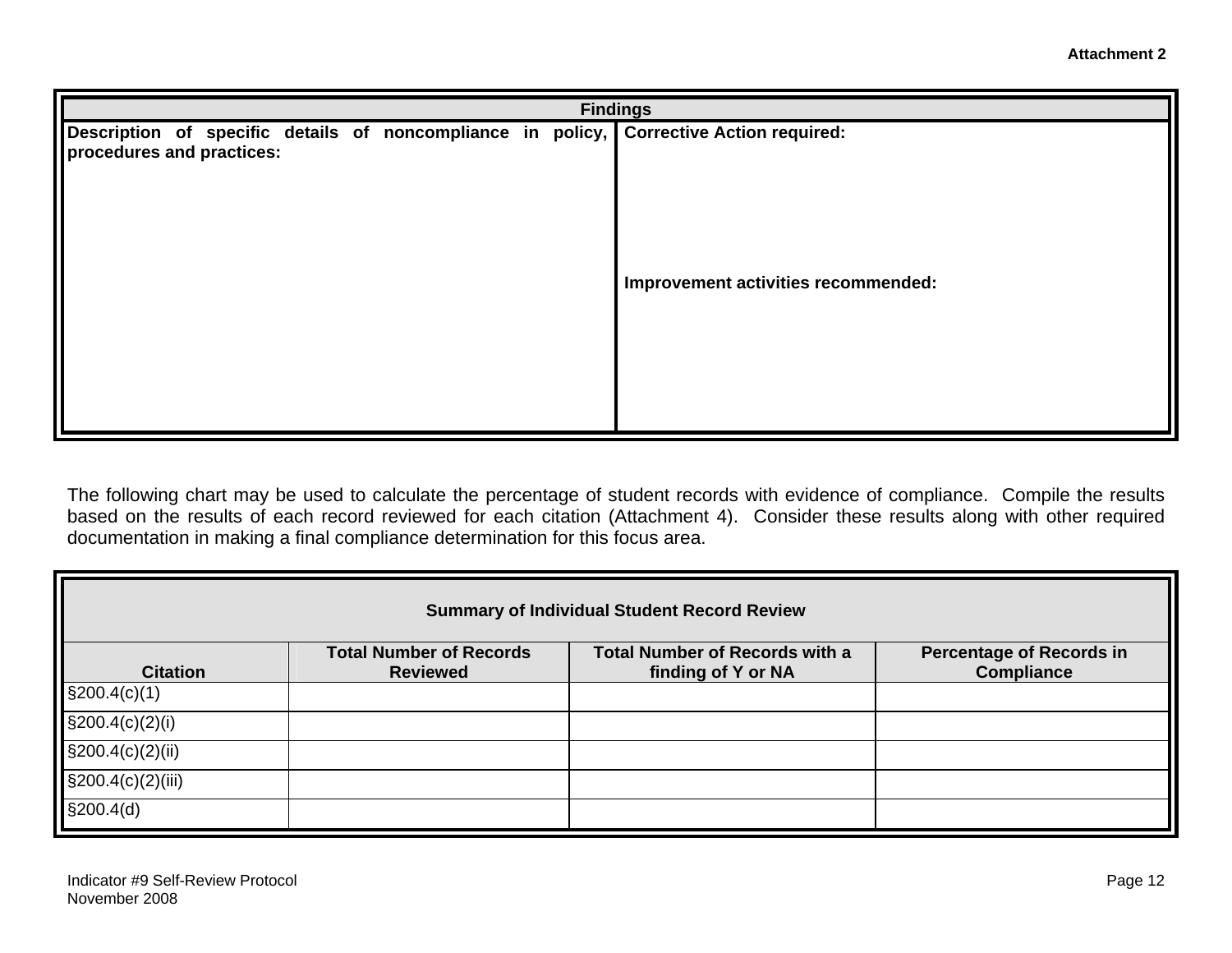**Attachment 2**

| Findings | |
|---|---|
| **Description of specific details of noncompliance in policy, procedures and practices:** | **Corrective Action required:**<br><br>**Improvement activities recommended:** |

The following chart may be used to calculate the percentage of student records with evidence of compliance. Compile the results based on the results of each record reviewed for each citation (Attachment 4). Consider these results along with other required documentation in making a final compliance determination for this focus area.

| **Summary of Individual Student Record Review** | | | |
|---|---|---|---|
| **Citation** | **Total Number of Records Reviewed** | **Total Number of Records with a finding of Y or NA** | **Percentage of Records in Compliance** |
| §200.4(c)(1) | | | |
| §200.4(c)(2)(i) | | | |
| §200.4(c)(2)(ii) | | | |
| §200.4(c)(2)(iii) | | | |
| §200.4(d) | | | |

Indicator #9 Self-Review Protocol
November 2008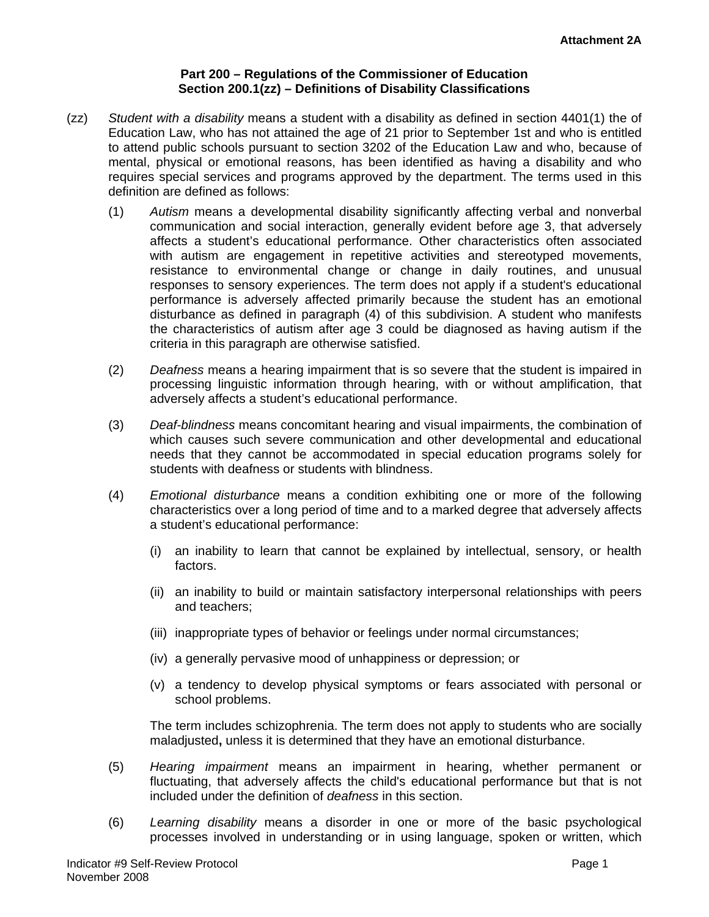Attachment 2A

**Part 200 – Regulations of the Commissioner of Education**
**Section 200.1(zz) – Definitions of Disability Classifications**

(zz) *Student with a disability* means a student with a disability as defined in section 4401(1) the of Education Law, who has not attained the age of 21 prior to September 1st and who is entitled to attend public schools pursuant to section 3202 of the Education Law and who, because of mental, physical or emotional reasons, has been identified as having a disability and who requires special services and programs approved by the department. The terms used in this definition are defined as follows:

(1) *Autism* means a developmental disability significantly affecting verbal and nonverbal communication and social interaction, generally evident before age 3, that adversely affects a student's educational performance. Other characteristics often associated with autism are engagement in repetitive activities and stereotyped movements, resistance to environmental change or change in daily routines, and unusual responses to sensory experiences. The term does not apply if a student's educational performance is adversely affected primarily because the student has an emotional disturbance as defined in paragraph (4) of this subdivision. A student who manifests the characteristics of autism after age 3 could be diagnosed as having autism if the criteria in this paragraph are otherwise satisfied.

(2) *Deafness* means a hearing impairment that is so severe that the student is impaired in processing linguistic information through hearing, with or without amplification, that adversely affects a student's educational performance.

(3) *Deaf-blindness* means concomitant hearing and visual impairments, the combination of which causes such severe communication and other developmental and educational needs that they cannot be accommodated in special education programs solely for students with deafness or students with blindness.

(4) *Emotional disturbance* means a condition exhibiting one or more of the following characteristics over a long period of time and to a marked degree that adversely affects a student's educational performance:

(i) an inability to learn that cannot be explained by intellectual, sensory, or health factors.

(ii) an inability to build or maintain satisfactory interpersonal relationships with peers and teachers;

(iii) inappropriate types of behavior or feelings under normal circumstances;

(iv) a generally pervasive mood of unhappiness or depression; or

(v) a tendency to develop physical symptoms or fears associated with personal or school problems.

The term includes schizophrenia. The term does not apply to students who are socially maladjusted**,** unless it is determined that they have an emotional disturbance.

(5) *Hearing impairment* means an impairment in hearing, whether permanent or fluctuating, that adversely affects the child's educational performance but that is not included under the definition of *deafness* in this section.

(6) *Learning disability* means a disorder in one or more of the basic psychological processes involved in understanding or in using language, spoken or written, which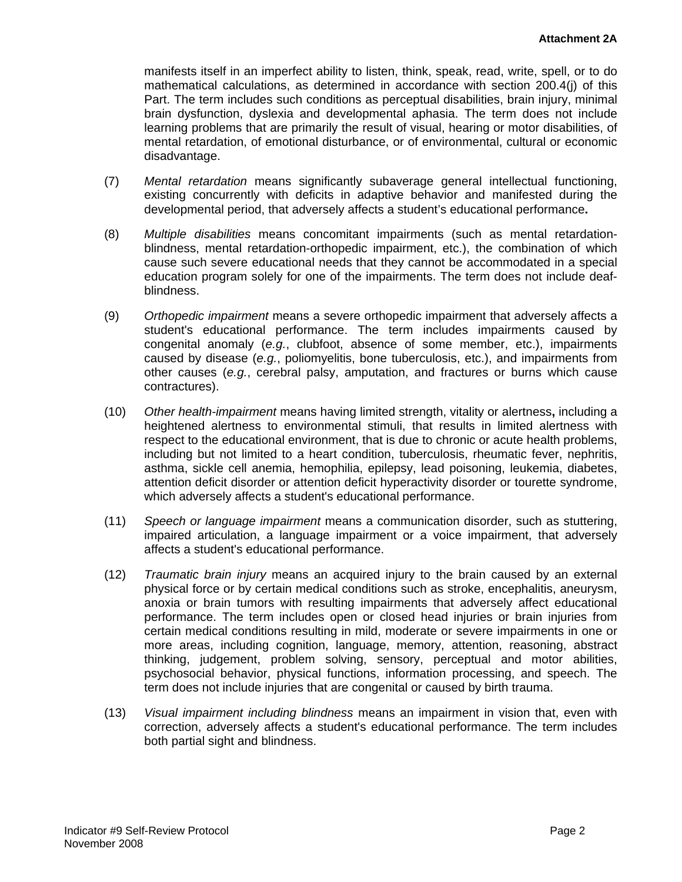manifests itself in an imperfect ability to listen, think, speak, read, write, spell, or to do mathematical calculations, as determined in accordance with section 200.4(j) of this Part. The term includes such conditions as perceptual disabilities, brain injury, minimal brain dysfunction, dyslexia and developmental aphasia. The term does not include learning problems that are primarily the result of visual, hearing or motor disabilities, of mental retardation, of emotional disturbance, or of environmental, cultural or economic disadvantage.

(7) *Mental retardation* means significantly subaverage general intellectual functioning, existing concurrently with deficits in adaptive behavior and manifested during the developmental period, that adversely affects a student's educational performance**.**

(8) *Multiple disabilities* means concomitant impairments (such as mental retardation-blindness, mental retardation-orthopedic impairment, etc.), the combination of which cause such severe educational needs that they cannot be accommodated in a special education program solely for one of the impairments. The term does not include deaf-blindness.

(9) *Orthopedic impairment* means a severe orthopedic impairment that adversely affects a student's educational performance. The term includes impairments caused by congenital anomaly (*e.g.*, clubfoot, absence of some member, etc.), impairments caused by disease (*e.g.*, poliomyelitis, bone tuberculosis, etc.), and impairments from other causes (*e.g.*, cerebral palsy, amputation, and fractures or burns which cause contractures).

(10) *Other health-impairment* means having limited strength, vitality or alertness**,** including a heightened alertness to environmental stimuli, that results in limited alertness with respect to the educational environment, that is due to chronic or acute health problems, including but not limited to a heart condition, tuberculosis, rheumatic fever, nephritis, asthma, sickle cell anemia, hemophilia, epilepsy, lead poisoning, leukemia, diabetes, attention deficit disorder or attention deficit hyperactivity disorder or tourette syndrome, which adversely affects a student's educational performance.

(11) *Speech or language impairment* means a communication disorder, such as stuttering, impaired articulation, a language impairment or a voice impairment, that adversely affects a student's educational performance.

(12) *Traumatic brain injury* means an acquired injury to the brain caused by an external physical force or by certain medical conditions such as stroke, encephalitis, aneurysm, anoxia or brain tumors with resulting impairments that adversely affect educational performance. The term includes open or closed head injuries or brain injuries from certain medical conditions resulting in mild, moderate or severe impairments in one or more areas, including cognition, language, memory, attention, reasoning, abstract thinking, judgement, problem solving, sensory, perceptual and motor abilities, psychosocial behavior, physical functions, information processing, and speech. The term does not include injuries that are congenital or caused by birth trauma.

(13) *Visual impairment including blindness* means an impairment in vision that, even with correction, adversely affects a student's educational performance. The term includes both partial sight and blindness.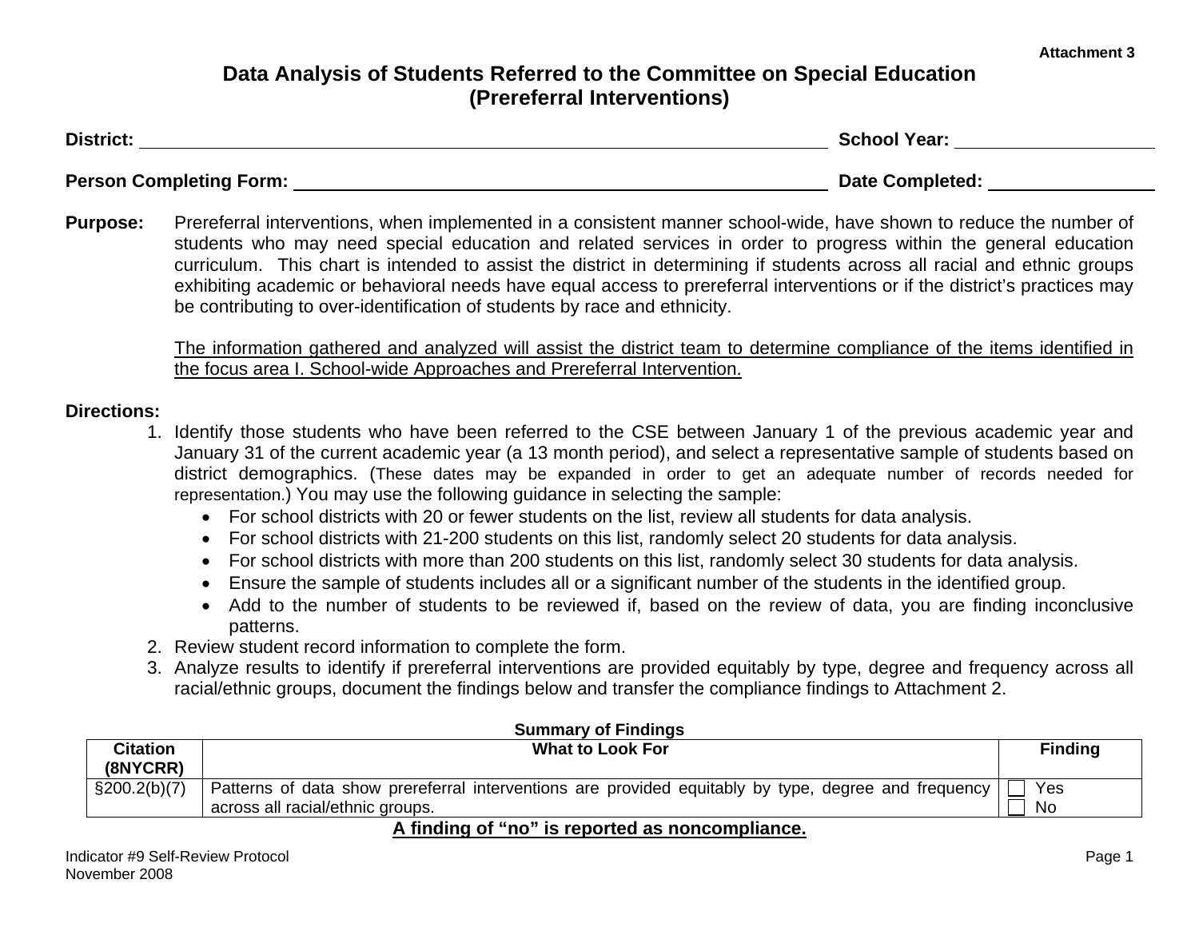Attachment 3

# Data Analysis of Students Referred to the Committee on Special Education (Prereferral Interventions)

**District:** ______________________________ **School Year:** ______________

**Person Completing Form:** ______________________________ **Date Completed:** ______________

**Purpose:** Prereferral interventions, when implemented in a consistent manner school-wide, have shown to reduce the number of students who may need special education and related services in order to progress within the general education curriculum. This chart is intended to assist the district in determining if students across all racial and ethnic groups exhibiting academic or behavioral needs have equal access to prereferral interventions or if the district's practices may be contributing to over-identification of students by race and ethnicity.

The information gathered and analyzed will assist the district team to determine compliance of the items identified in the focus area I. School-wide Approaches and Prereferral Intervention.

**Directions:**

1. Identify those students who have been referred to the CSE between January 1 of the previous academic year and January 31 of the current academic year (a 13 month period), and select a representative sample of students based on district demographics. (These dates may be expanded in order to get an adequate number of records needed for representation.) You may use the following guidance in selecting the sample:
   - For school districts with 20 or fewer students on the list, review all students for data analysis.
   - For school districts with 21-200 students on this list, randomly select 20 students for data analysis.
   - For school districts with more than 200 students on this list, randomly select 30 students for data analysis.
   - Ensure the sample of students includes all or a significant number of the students in the identified group.
   - Add to the number of students to be reviewed if, based on the review of data, you are finding inconclusive patterns.
2. Review student record information to complete the form.
3. Analyze results to identify if prereferral interventions are provided equitably by type, degree and frequency across all racial/ethnic groups, document the findings below and transfer the compliance findings to Attachment 2.

**Summary of Findings**

| Citation (8NYCRR) | What to Look For | Finding |
|---|---|---|
| §200.2(b)(7) | Patterns of data show prereferral interventions are provided equitably by type, degree and frequency across all racial/ethnic groups. | ☐ Yes<br>☐ No |

**A finding of "no" is reported as noncompliance.**

Indicator #9 Self-Review Protocol
November 2008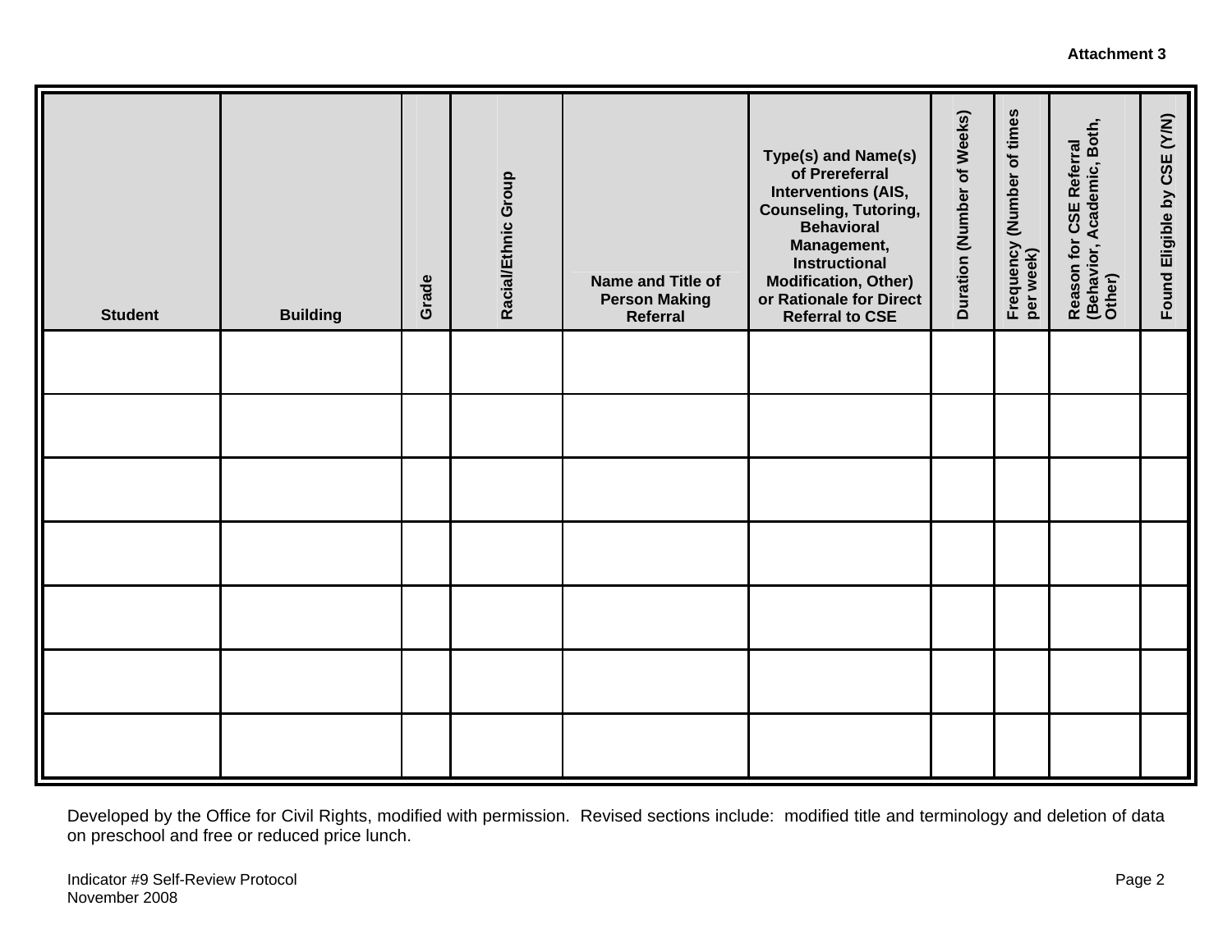**Attachment 3**

| Student | Building | Grade | Racial/Ethnic Group | Name and Title of Person Making Referral | Type(s) and Name(s) of Prereferral Interventions (AIS, Counseling, Tutoring, Behavioral Management, Instructional Modification, Other) or Rationale for Direct Referral to CSE | Duration (Number of Weeks) | Frequency (Number of times per week) | Reason for CSE Referral (Behavior, Academic, Both, Other) | Found Eligible by CSE (Y/N) |
|---|---|---|---|---|---|---|---|---|---|
| | | | | | | | | | |
| | | | | | | | | | |
| | | | | | | | | | |
| | | | | | | | | | |
| | | | | | | | | | |
| | | | | | | | | | |
| | | | | | | | | | |

Developed by the Office for Civil Rights, modified with permission. Revised sections include: modified title and terminology and deletion of data on preschool and free or reduced price lunch.

Indicator #9 Self-Review Protocol
November 2008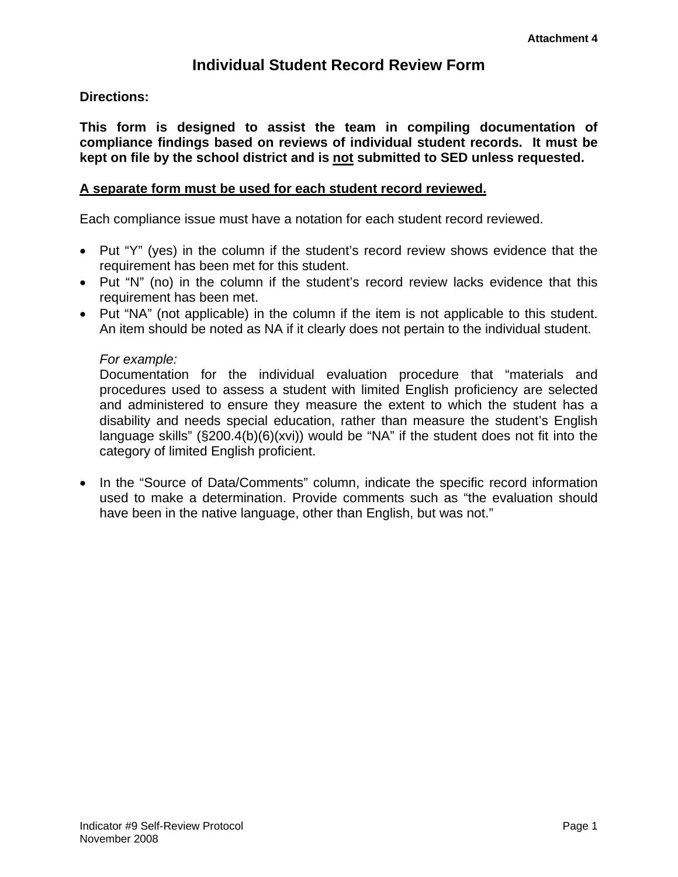Attachment 4

# Individual Student Record Review Form

**Directions:**

**This form is designed to assist the team in compiling documentation of compliance findings based on reviews of individual student records. It must be kept on file by the school district and is <u>not</u> submitted to SED unless requested.**

**<u>A separate form must be used for each student record reviewed.</u>**

Each compliance issue must have a notation for each student record reviewed.

- Put "Y" (yes) in the column if the student's record review shows evidence that the requirement has been met for this student.
- Put "N" (no) in the column if the student's record review lacks evidence that this requirement has been met.
- Put "NA" (not applicable) in the column if the item is not applicable to this student. An item should be noted as NA if it clearly does not pertain to the individual student.

  *For example:*
  Documentation for the individual evaluation procedure that "materials and procedures used to assess a student with limited English proficiency are selected and administered to ensure they measure the extent to which the student has a disability and needs special education, rather than measure the student's English language skills" (§200.4(b)(6)(xvi)) would be "NA" if the student does not fit into the category of limited English proficient.

- In the "Source of Data/Comments" column, indicate the specific record information used to make a determination. Provide comments such as "the evaluation should have been in the native language, other than English, but was not."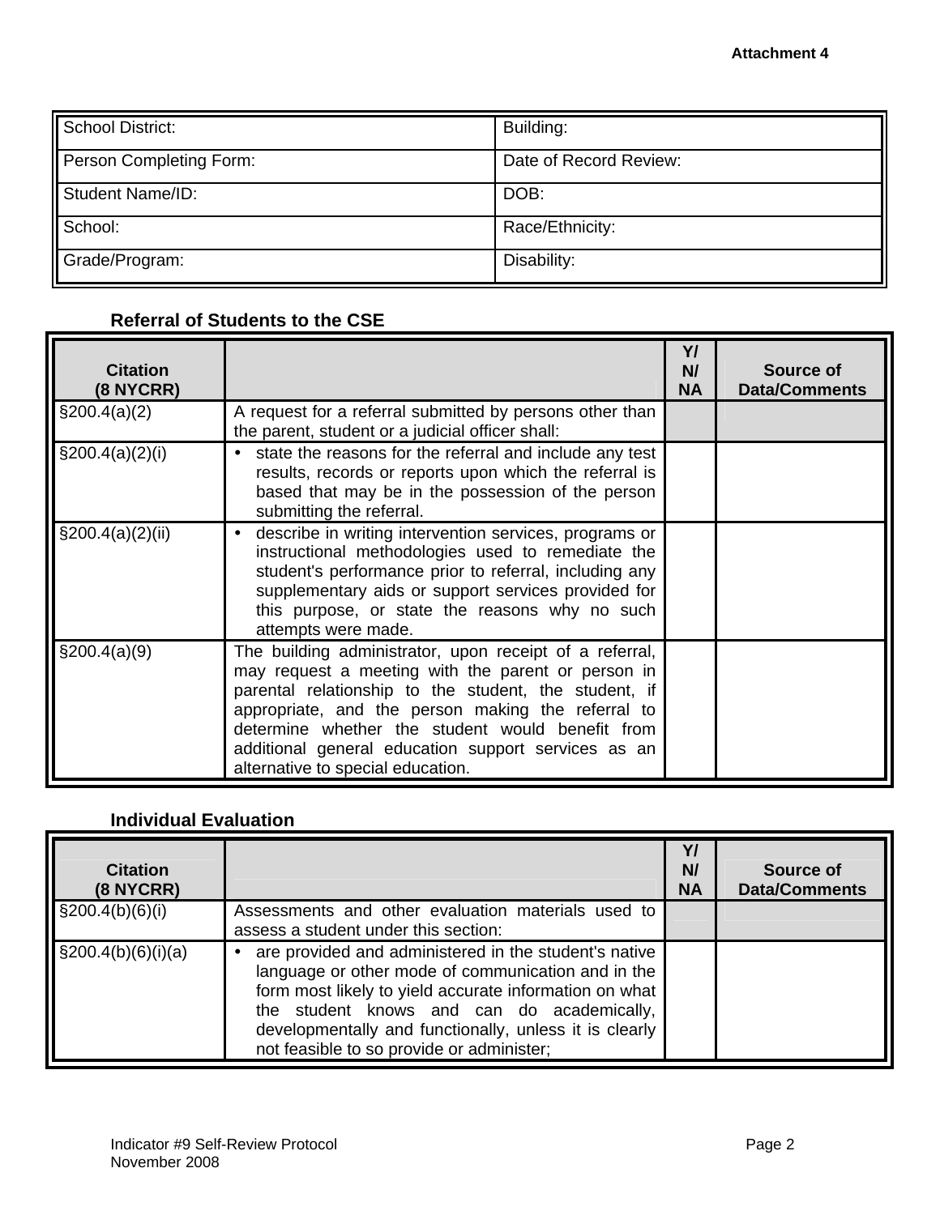Attachment 4

| School District: | Building: |
|---|---|
| Person Completing Form: | Date of Record Review: |
| Student Name/ID: | DOB: |
| School: | Race/Ethnicity: |
| Grade/Program: | Disability: |

### Referral of Students to the CSE

| Citation (8 NYCRR) | | Y/ N/ NA | Source of Data/Comments |
|---|---|---|---|
| §200.4(a)(2) | A request for a referral submitted by persons other than the parent, student or a judicial officer shall: | | |
| §200.4(a)(2)(i) | • state the reasons for the referral and include any test results, records or reports upon which the referral is based that may be in the possession of the person submitting the referral. | | |
| §200.4(a)(2)(ii) | • describe in writing intervention services, programs or instructional methodologies used to remediate the student's performance prior to referral, including any supplementary aids or support services provided for this purpose, or state the reasons why no such attempts were made. | | |
| §200.4(a)(9) | The building administrator, upon receipt of a referral, may request a meeting with the parent or person in parental relationship to the student, the student, if appropriate, and the person making the referral to determine whether the student would benefit from additional general education support services as an alternative to special education. | | |

### Individual Evaluation

| Citation (8 NYCRR) | | Y/ N/ NA | Source of Data/Comments |
|---|---|---|---|
| §200.4(b)(6)(i) | Assessments and other evaluation materials used to assess a student under this section: | | |
| §200.4(b)(6)(i)(a) | • are provided and administered in the student's native language or other mode of communication and in the form most likely to yield accurate information on what the student knows and can do academically, developmentally and functionally, unless it is clearly not feasible to so provide or administer; | | |

Indicator #9 Self-Review Protocol
November 2008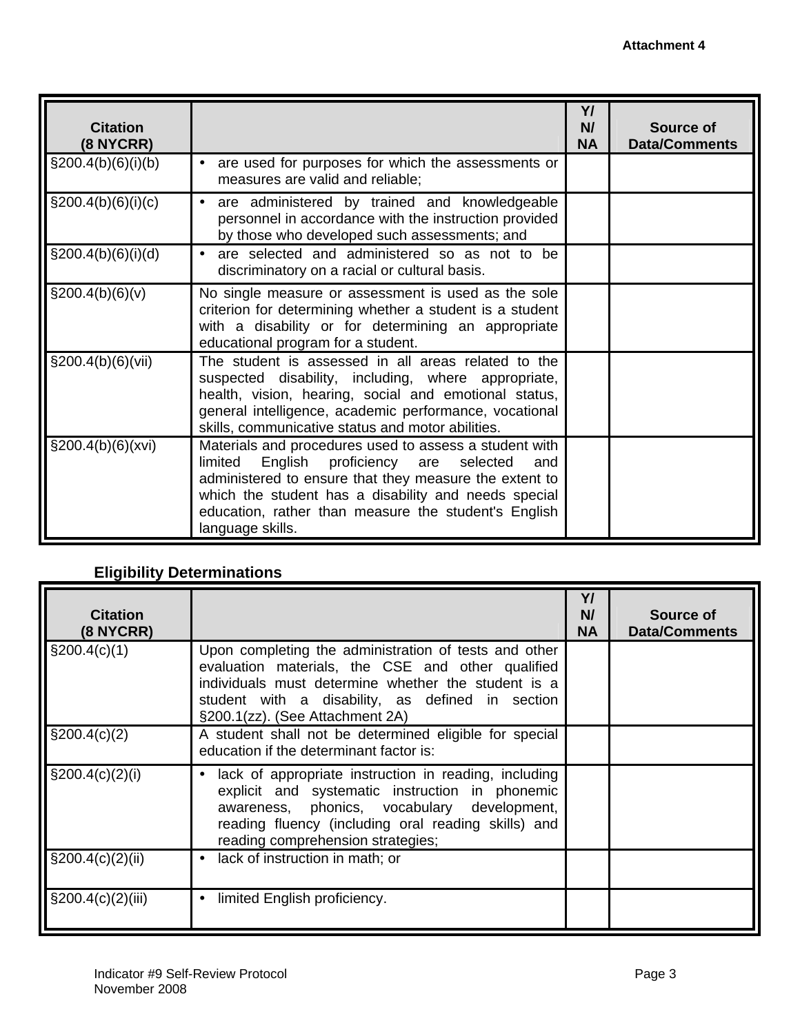Attachment 4

| Citation (8 NYCRR) | | Y/ N/ NA | Source of Data/Comments |
|---|---|---|---|
| §200.4(b)(6)(i)(b) | • are used for purposes for which the assessments or measures are valid and reliable; | | |
| §200.4(b)(6)(i)(c) | • are administered by trained and knowledgeable personnel in accordance with the instruction provided by those who developed such assessments; and | | |
| §200.4(b)(6)(i)(d) | • are selected and administered so as not to be discriminatory on a racial or cultural basis. | | |
| §200.4(b)(6)(v) | No single measure or assessment is used as the sole criterion for determining whether a student is a student with a disability or for determining an appropriate educational program for a student. | | |
| §200.4(b)(6)(vii) | The student is assessed in all areas related to the suspected disability, including, where appropriate, health, vision, hearing, social and emotional status, general intelligence, academic performance, vocational skills, communicative status and motor abilities. | | |
| §200.4(b)(6)(xvi) | Materials and procedures used to assess a student with limited English proficiency are selected and administered to ensure that they measure the extent to which the student has a disability and needs special education, rather than measure the student's English language skills. | | |

## Eligibility Determinations

| Citation (8 NYCRR) | | Y/ N/ NA | Source of Data/Comments |
|---|---|---|---|
| §200.4(c)(1) | Upon completing the administration of tests and other evaluation materials, the CSE and other qualified individuals must determine whether the student is a student with a disability, as defined in section §200.1(zz). (See Attachment 2A) | | |
| §200.4(c)(2) | A student shall not be determined eligible for special education if the determinant factor is: | | |
| §200.4(c)(2)(i) | • lack of appropriate instruction in reading, including explicit and systematic instruction in phonemic awareness, phonics, vocabulary development, reading fluency (including oral reading skills) and reading comprehension strategies; | | |
| §200.4(c)(2)(ii) | • lack of instruction in math; or | | |
| §200.4(c)(2)(iii) | • limited English proficiency. | | |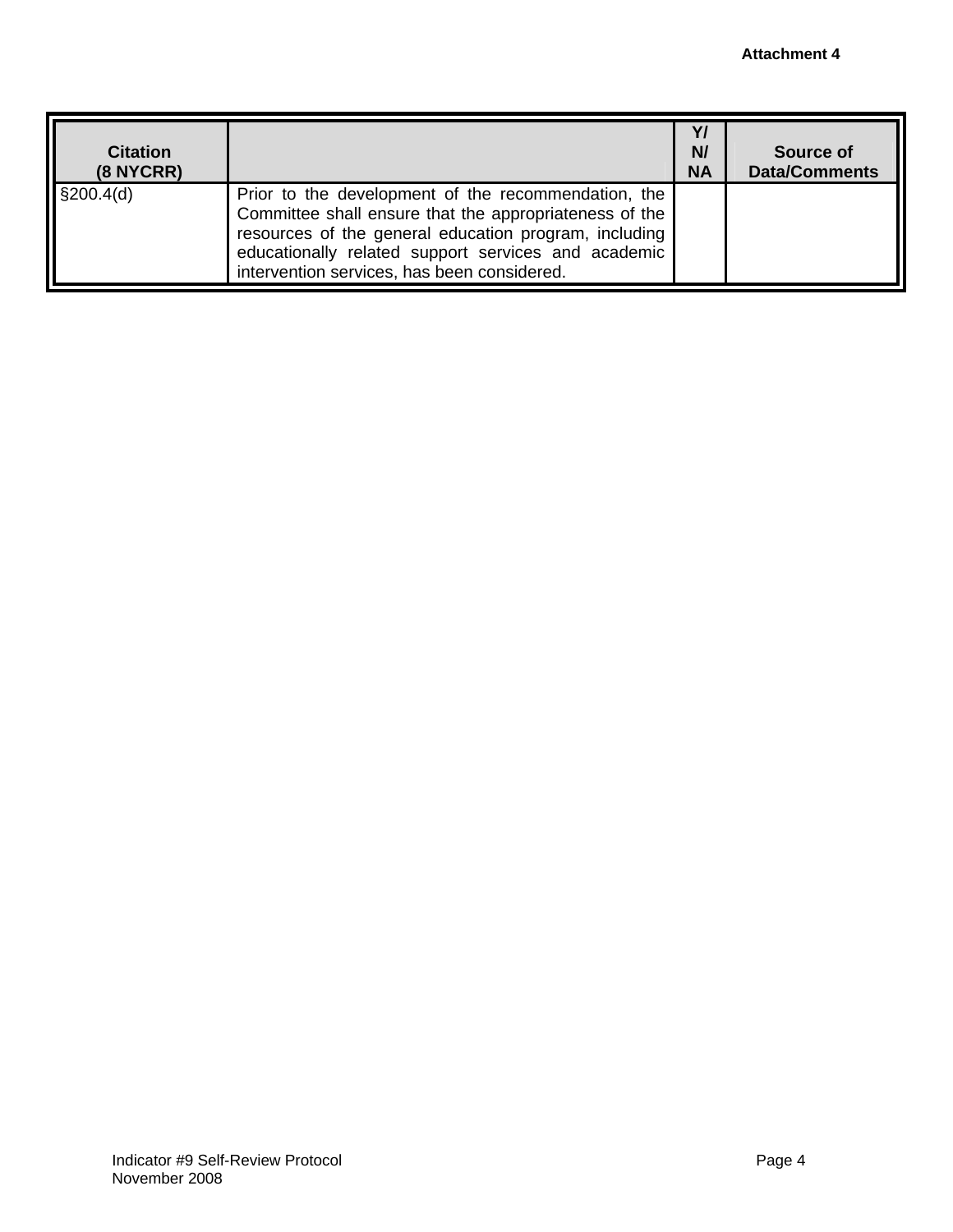Attachment 4

| Citation (8 NYCRR) | | Y/ N/ NA | Source of Data/Comments |
|---|---|---|---|
| §200.4(d) | Prior to the development of the recommendation, the Committee shall ensure that the appropriateness of the resources of the general education program, including educationally related support services and academic intervention services, has been considered. | | |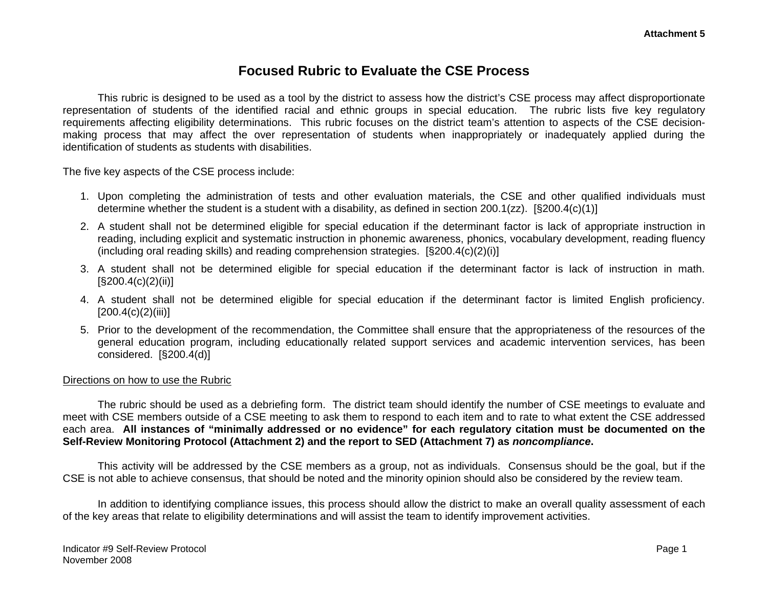Attachment 5

# Focused Rubric to Evaluate the CSE Process

This rubric is designed to be used as a tool by the district to assess how the district's CSE process may affect disproportionate representation of students of the identified racial and ethnic groups in special education. The rubric lists five key regulatory requirements affecting eligibility determinations. This rubric focuses on the district team's attention to aspects of the CSE decision-making process that may affect the over representation of students when inappropriately or inadequately applied during the identification of students as students with disabilities.

The five key aspects of the CSE process include:

1. Upon completing the administration of tests and other evaluation materials, the CSE and other qualified individuals must determine whether the student is a student with a disability, as defined in section 200.1(zz). [§200.4(c)(1)]
2. A student shall not be determined eligible for special education if the determinant factor is lack of appropriate instruction in reading, including explicit and systematic instruction in phonemic awareness, phonics, vocabulary development, reading fluency (including oral reading skills) and reading comprehension strategies. [§200.4(c)(2)(i)]
3. A student shall not be determined eligible for special education if the determinant factor is lack of instruction in math. [§200.4(c)(2)(ii)]
4. A student shall not be determined eligible for special education if the determinant factor is limited English proficiency. [200.4(c)(2)(iii)]
5. Prior to the development of the recommendation, the Committee shall ensure that the appropriateness of the resources of the general education program, including educationally related support services and academic intervention services, has been considered. [§200.4(d)]

<u>Directions on how to use the Rubric</u>

The rubric should be used as a debriefing form. The district team should identify the number of CSE meetings to evaluate and meet with CSE members outside of a CSE meeting to ask them to respond to each item and to rate to what extent the CSE addressed each area. **All instances of "minimally addressed or no evidence" for each regulatory citation must be documented on the Self-Review Monitoring Protocol (Attachment 2) and the report to SED (Attachment 7) as *noncompliance*.**

This activity will be addressed by the CSE members as a group, not as individuals. Consensus should be the goal, but if the CSE is not able to achieve consensus, that should be noted and the minority opinion should also be considered by the review team.

In addition to identifying compliance issues, this process should allow the district to make an overall quality assessment of each of the key areas that relate to eligibility determinations and will assist the team to identify improvement activities.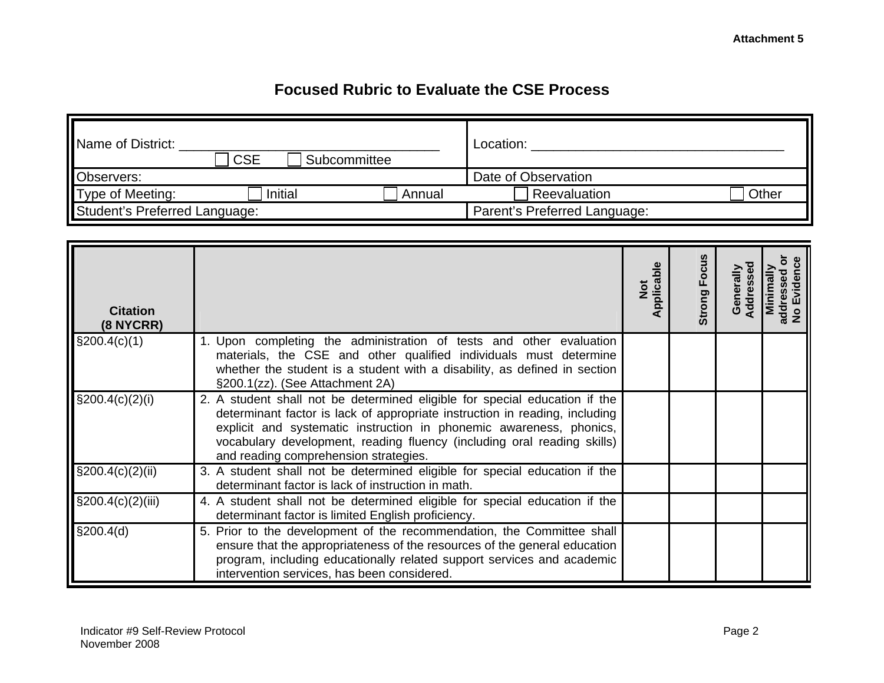Attachment 5

# Focused Rubric to Evaluate the CSE Process

| Name of District: _________________________________ ☐ CSE ☐ Subcommittee | Location: _________________________________ |
|---|---|
| Observers: | Date of Observation |
| Type of Meeting: ☐ Initial ☐ Annual | ☐ Reevaluation ☐ Other |
| Student's Preferred Language: | Parent's Preferred Language: |

| Citation (8 NYCRR) | | Not Applicable | Strong Focus | Generally Addressed | Minimally addressed or No Evidence |
|---|---|---|---|---|---|
| §200.4(c)(1) | 1. Upon completing the administration of tests and other evaluation materials, the CSE and other qualified individuals must determine whether the student is a student with a disability, as defined in section §200.1(zz). (See Attachment 2A) | | | | |
| §200.4(c)(2)(i) | 2. A student shall not be determined eligible for special education if the determinant factor is lack of appropriate instruction in reading, including explicit and systematic instruction in phonemic awareness, phonics, vocabulary development, reading fluency (including oral reading skills) and reading comprehension strategies. | | | | |
| §200.4(c)(2)(ii) | 3. A student shall not be determined eligible for special education if the determinant factor is lack of instruction in math. | | | | |
| §200.4(c)(2)(iii) | 4. A student shall not be determined eligible for special education if the determinant factor is limited English proficiency. | | | | |
| §200.4(d) | 5. Prior to the development of the recommendation, the Committee shall ensure that the appropriateness of the resources of the general education program, including educationally related support services and academic intervention services, has been considered. | | | | |

Indicator #9 Self-Review Protocol
November 2008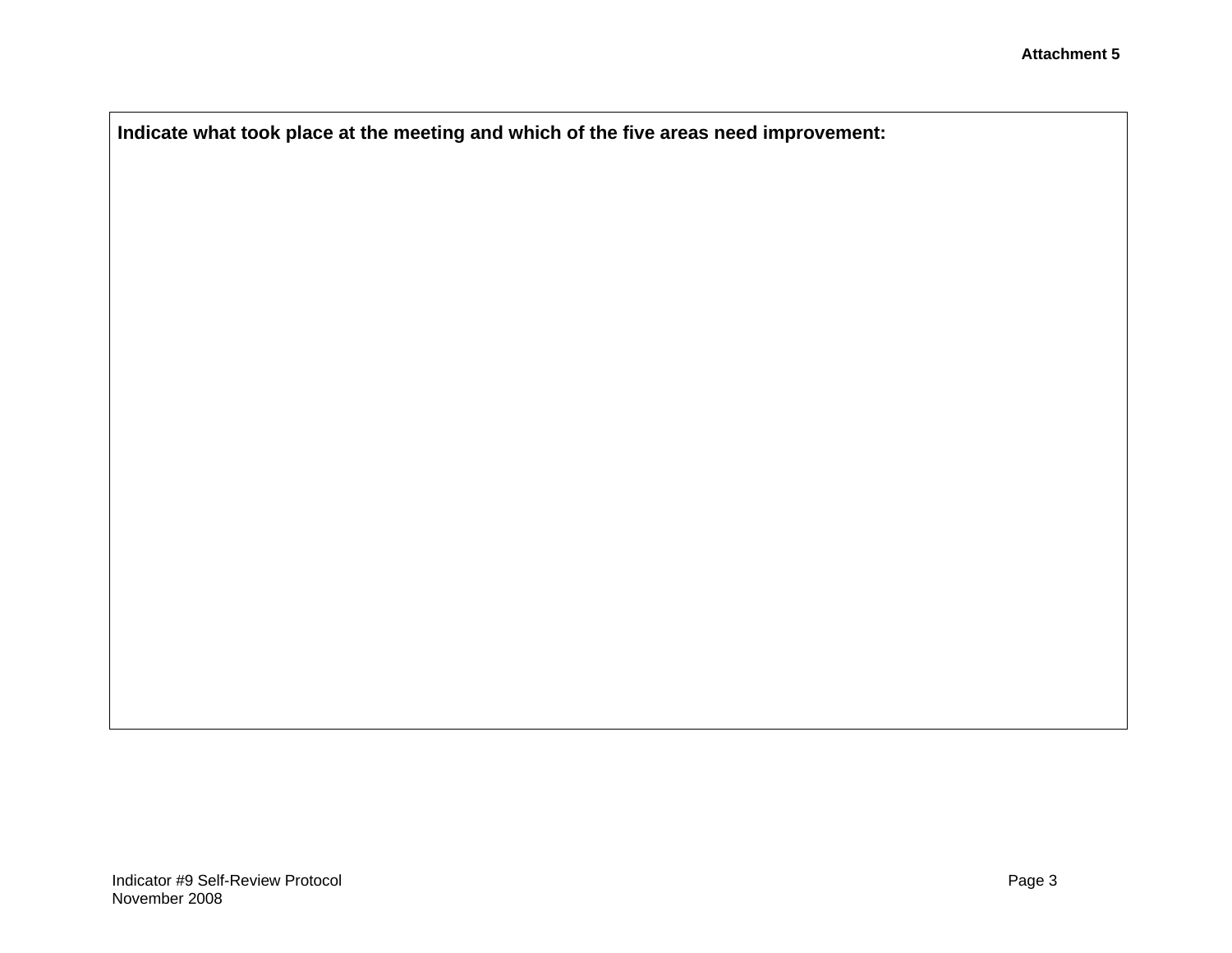**Attachment 5**

| **Indicate what took place at the meeting and which of the five areas need improvement:** |
|---|
| |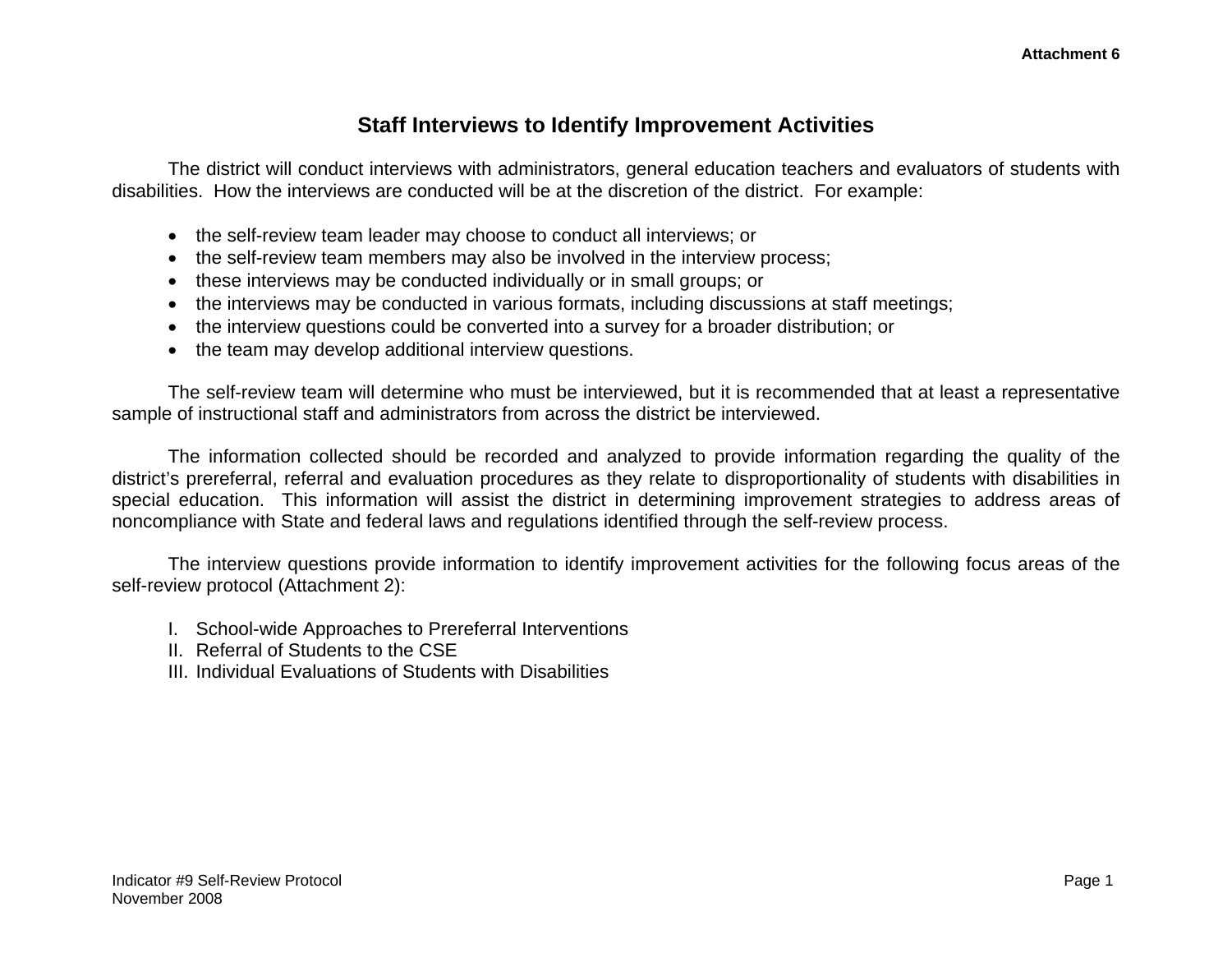Attachment 6

## Staff Interviews to Identify Improvement Activities

The district will conduct interviews with administrators, general education teachers and evaluators of students with disabilities. How the interviews are conducted will be at the discretion of the district. For example:

- the self-review team leader may choose to conduct all interviews; or
- the self-review team members may also be involved in the interview process;
- these interviews may be conducted individually or in small groups; or
- the interviews may be conducted in various formats, including discussions at staff meetings;
- the interview questions could be converted into a survey for a broader distribution; or
- the team may develop additional interview questions.

The self-review team will determine who must be interviewed, but it is recommended that at least a representative sample of instructional staff and administrators from across the district be interviewed.

The information collected should be recorded and analyzed to provide information regarding the quality of the district's prereferral, referral and evaluation procedures as they relate to disproportionality of students with disabilities in special education. This information will assist the district in determining improvement strategies to address areas of noncompliance with State and federal laws and regulations identified through the self-review process.

The interview questions provide information to identify improvement activities for the following focus areas of the self-review protocol (Attachment 2):

I. School-wide Approaches to Prereferral Interventions
II. Referral of Students to the CSE
III. Individual Evaluations of Students with Disabilities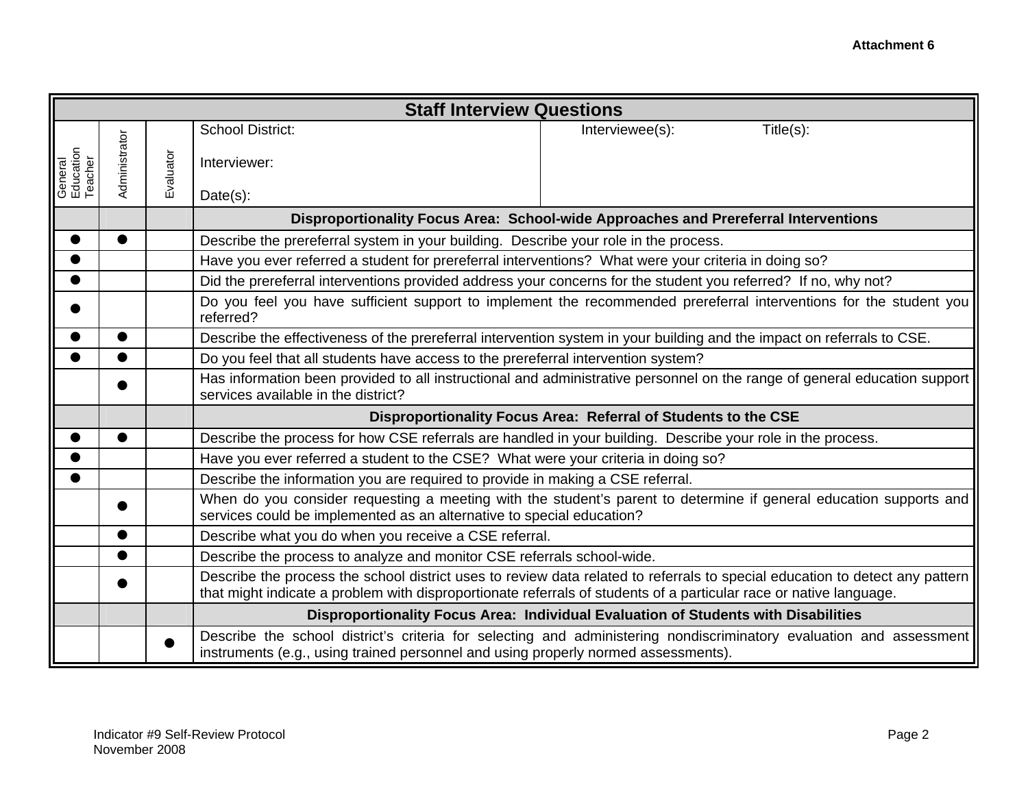**Attachment 6**

| **Staff Interview Questions** | | | | |
|---|---|---|---|---|
| General Education Teacher | Administrator | Evaluator | School District:<br><br>Interviewer:<br><br>Date(s): | Interviewee(s): Title(s): |
| | | | **Disproportionality Focus Area: School-wide Approaches and Prereferral Interventions** | |
| ● | ● | | Describe the prereferral system in your building. Describe your role in the process. | |
| ● | | | Have you ever referred a student for prereferral interventions? What were your criteria in doing so? | |
| ● | | | Did the prereferral interventions provided address your concerns for the student you referred? If no, why not? | |
| ● | | | Do you feel you have sufficient support to implement the recommended prereferral interventions for the student you referred? | |
| ● | ● | | Describe the effectiveness of the prereferral intervention system in your building and the impact on referrals to CSE. | |
| ● | ● | | Do you feel that all students have access to the prereferral intervention system? | |
| | ● | | Has information been provided to all instructional and administrative personnel on the range of general education support services available in the district? | |
| | | | **Disproportionality Focus Area: Referral of Students to the CSE** | |
| ● | ● | | Describe the process for how CSE referrals are handled in your building. Describe your role in the process. | |
| ● | | | Have you ever referred a student to the CSE? What were your criteria in doing so? | |
| ● | | | Describe the information you are required to provide in making a CSE referral. | |
| | ● | | When do you consider requesting a meeting with the student's parent to determine if general education supports and services could be implemented as an alternative to special education? | |
| | ● | | Describe what you do when you receive a CSE referral. | |
| | ● | | Describe the process to analyze and monitor CSE referrals school-wide. | |
| | ● | | Describe the process the school district uses to review data related to referrals to special education to detect any pattern that might indicate a problem with disproportionate referrals of students of a particular race or native language. | |
| | | | **Disproportionality Focus Area: Individual Evaluation of Students with Disabilities** | |
| | | ● | Describe the school district's criteria for selecting and administering nondiscriminatory evaluation and assessment instruments (e.g., using trained personnel and using properly normed assessments). | |

Indicator #9 Self-Review Protocol
November 2008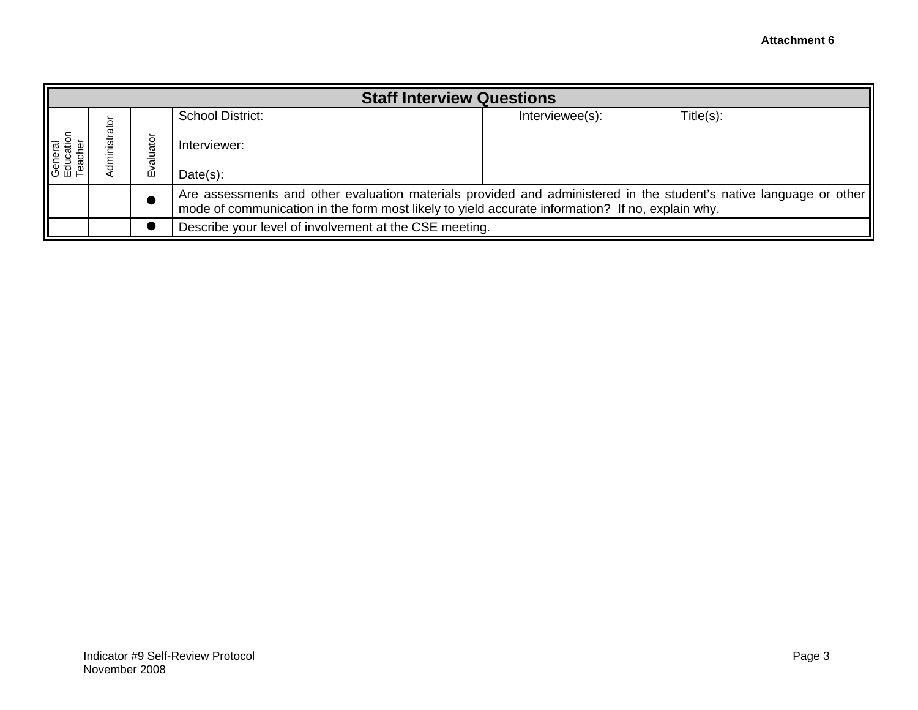**Attachment 6**

| Staff Interview Questions | | | | |
|---|---|---|---|---|
| General Education Teacher | Administrator | Evaluator | School District:<br><br>Interviewer:<br><br>Date(s): | Interviewee(s): Title(s): |
| | | ● | Are assessments and other evaluation materials provided and administered in the student's native language or other mode of communication in the form most likely to yield accurate information? If no, explain why. | |
| | | ● | Describe your level of involvement at the CSE meeting. | |

Indicator #9 Self-Review Protocol
November 2008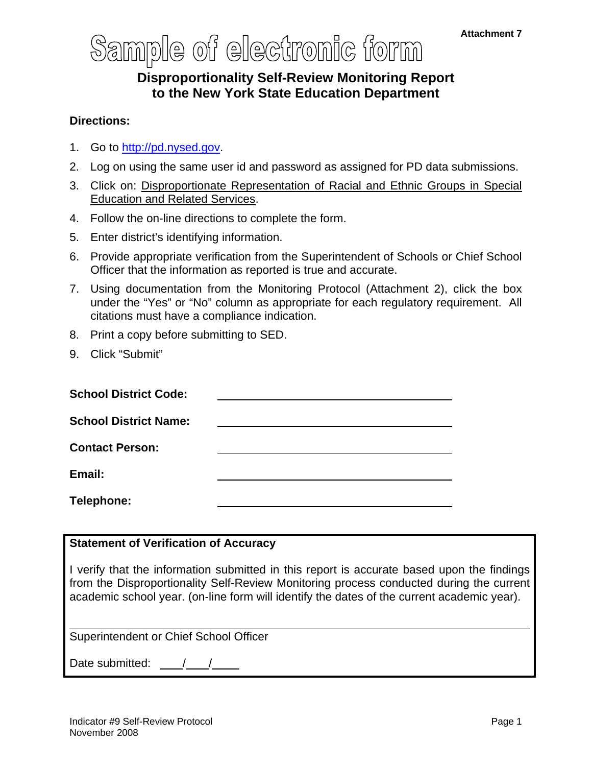Attachment 7

# Sample of electronic form

## Disproportionality Self-Review Monitoring Report to the New York State Education Department

**Directions:**

1. Go to http://pd.nysed.gov.
2. Log on using the same user id and password as assigned for PD data submissions.
3. Click on: Disproportionate Representation of Racial and Ethnic Groups in Special Education and Related Services.
4. Follow the on-line directions to complete the form.
5. Enter district's identifying information.
6. Provide appropriate verification from the Superintendent of Schools or Chief School Officer that the information as reported is true and accurate.
7. Using documentation from the Monitoring Protocol (Attachment 2), click the box under the "Yes" or "No" column as appropriate for each regulatory requirement. All citations must have a compliance indication.
8. Print a copy before submitting to SED.
9. Click "Submit"

**School District Code:** ______________________________

**School District Name:** ______________________________

**Contact Person:** ______________________________

**Email:** ______________________________

**Telephone:** ______________________________

**Statement of Verification of Accuracy**

I verify that the information submitted in this report is accurate based upon the findings from the Disproportionality Self-Review Monitoring process conducted during the current academic school year. (on-line form will identify the dates of the current academic year).

______________________________________________

Superintendent or Chief School Officer

Date submitted: \_\_\_/\_\_\_/\_\_\_\_

Indicator #9 Self-Review Protocol
November 2008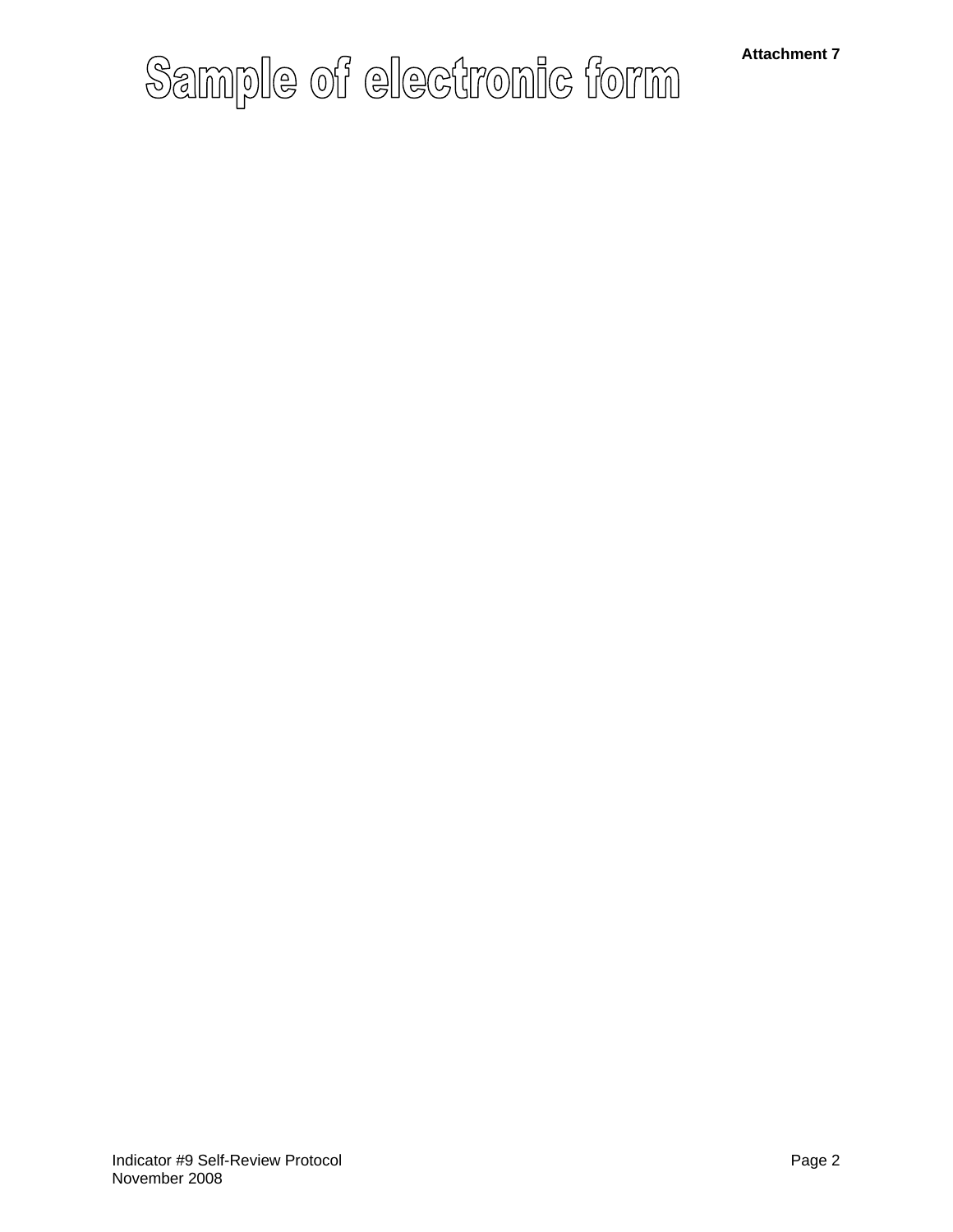**Attachment 7**

# Sample of electronic form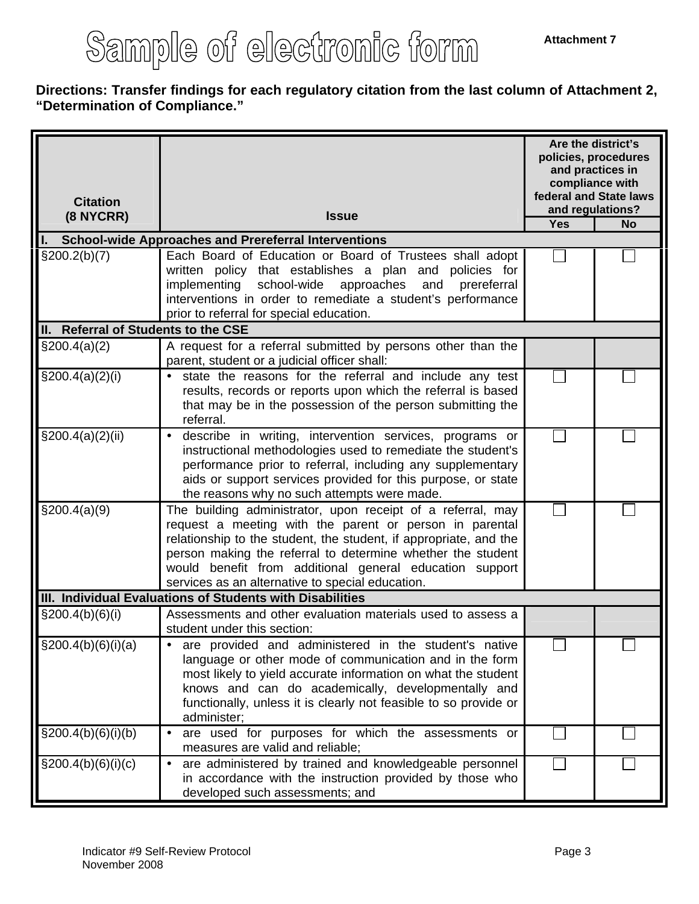# Sample of electronic form

**Attachment 7**

**Directions: Transfer findings for each regulatory citation from the last column of Attachment 2, "Determination of Compliance."**

| Citation (8 NYCRR) | Issue | Are the district's policies, procedures and practices in compliance with federal and State laws and regulations? | |
|---|---|---|---|
| | | Yes | No |
| **I. School-wide Approaches and Prereferral Interventions** | | | |
| §200.2(b)(7) | Each Board of Education or Board of Trustees shall adopt written policy that establishes a plan and policies for implementing school-wide approaches and prereferral interventions in order to remediate a student's performance prior to referral for special education. | ☐ | ☐ |
| **II. Referral of Students to the CSE** | | | |
| §200.4(a)(2) | A request for a referral submitted by persons other than the parent, student or a judicial officer shall: | | |
| §200.4(a)(2)(i) | • state the reasons for the referral and include any test results, records or reports upon which the referral is based that may be in the possession of the person submitting the referral. | ☐ | ☐ |
| §200.4(a)(2)(ii) | • describe in writing, intervention services, programs or instructional methodologies used to remediate the student's performance prior to referral, including any supplementary aids or support services provided for this purpose, or state the reasons why no such attempts were made. | ☐ | ☐ |
| §200.4(a)(9) | The building administrator, upon receipt of a referral, may request a meeting with the parent or person in parental relationship to the student, the student, if appropriate, and the person making the referral to determine whether the student would benefit from additional general education support services as an alternative to special education. | ☐ | ☐ |
| **III. Individual Evaluations of Students with Disabilities** | | | |
| §200.4(b)(6)(i) | Assessments and other evaluation materials used to assess a student under this section: | | |
| §200.4(b)(6)(i)(a) | • are provided and administered in the student's native language or other mode of communication and in the form most likely to yield accurate information on what the student knows and can do academically, developmentally and functionally, unless it is clearly not feasible to so provide or administer; | ☐ | ☐ |
| §200.4(b)(6)(i)(b) | • are used for purposes for which the assessments or measures are valid and reliable; | ☐ | ☐ |
| §200.4(b)(6)(i)(c) | • are administered by trained and knowledgeable personnel in accordance with the instruction provided by those who developed such assessments; and | ☐ | ☐ |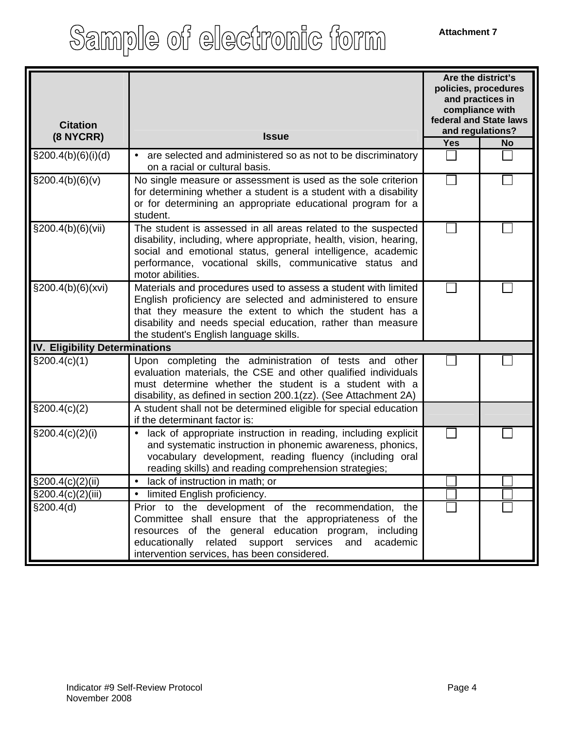# Sample of electronic form

**Attachment 7**

| Citation (8 NYCRR) | Issue | Are the district's policies, procedures and practices in compliance with federal and State laws and regulations? | |
|---|---|---|---|
| | | Yes | No |
| §200.4(b)(6)(i)(d) | • are selected and administered so as not to be discriminatory on a racial or cultural basis. | ☐ | ☐ |
| §200.4(b)(6)(v) | No single measure or assessment is used as the sole criterion for determining whether a student is a student with a disability or for determining an appropriate educational program for a student. | ☐ | ☐ |
| §200.4(b)(6)(vii) | The student is assessed in all areas related to the suspected disability, including, where appropriate, health, vision, hearing, social and emotional status, general intelligence, academic performance, vocational skills, communicative status and motor abilities. | ☐ | ☐ |
| §200.4(b)(6)(xvi) | Materials and procedures used to assess a student with limited English proficiency are selected and administered to ensure that they measure the extent to which the student has a disability and needs special education, rather than measure the student's English language skills. | ☐ | ☐ |
| **IV. Eligibility Determinations** | | | |
| §200.4(c)(1) | Upon completing the administration of tests and other evaluation materials, the CSE and other qualified individuals must determine whether the student is a student with a disability, as defined in section 200.1(zz). (See Attachment 2A) | ☐ | ☐ |
| §200.4(c)(2) | A student shall not be determined eligible for special education if the determinant factor is: | | |
| §200.4(c)(2)(i) | • lack of appropriate instruction in reading, including explicit and systematic instruction in phonemic awareness, phonics, vocabulary development, reading fluency (including oral reading skills) and reading comprehension strategies; | ☐ | ☐ |
| §200.4(c)(2)(ii) | • lack of instruction in math; or | ☐ | ☐ |
| §200.4(c)(2)(iii) | • limited English proficiency. | ☐ | ☐ |
| §200.4(d) | Prior to the development of the recommendation, the Committee shall ensure that the appropriateness of the resources of the general education program, including educationally related support services and academic intervention services, has been considered. | ☐ | ☐ |

Indicator #9 Self-Review Protocol
November 2008